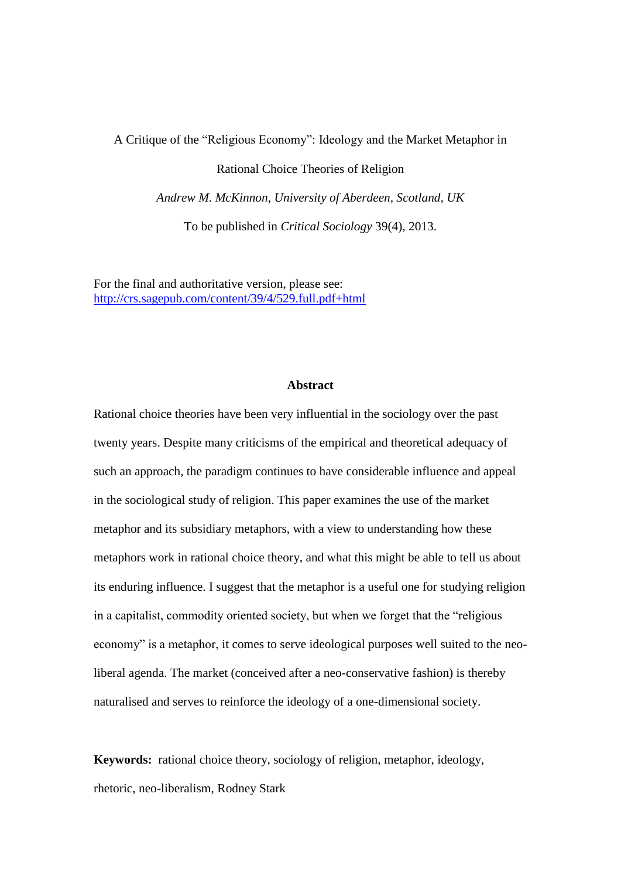# A Critique of the "Religious Economy": Ideology and the Market Metaphor in Rational Choice Theories of Religion

*Andrew M. McKinnon, University of Aberdeen, Scotland, UK*

To be published in *Critical Sociology* 39(4), 2013.

For the final and authoritative version, please see:
http://crs.sagepub.com/content/39/4/529.full.pdf+html

## Abstract

Rational choice theories have been very influential in the sociology over the past twenty years. Despite many criticisms of the empirical and theoretical adequacy of such an approach, the paradigm continues to have considerable influence and appeal in the sociological study of religion. This paper examines the use of the market metaphor and its subsidiary metaphors, with a view to understanding how these metaphors work in rational choice theory, and what this might be able to tell us about its enduring influence. I suggest that the metaphor is a useful one for studying religion in a capitalist, commodity oriented society, but when we forget that the "religious economy" is a metaphor, it comes to serve ideological purposes well suited to the neo-liberal agenda. The market (conceived after a neo-conservative fashion) is thereby naturalised and serves to reinforce the ideology of a one-dimensional society.

**Keywords:** rational choice theory, sociology of religion, metaphor, ideology, rhetoric, neo-liberalism, Rodney Stark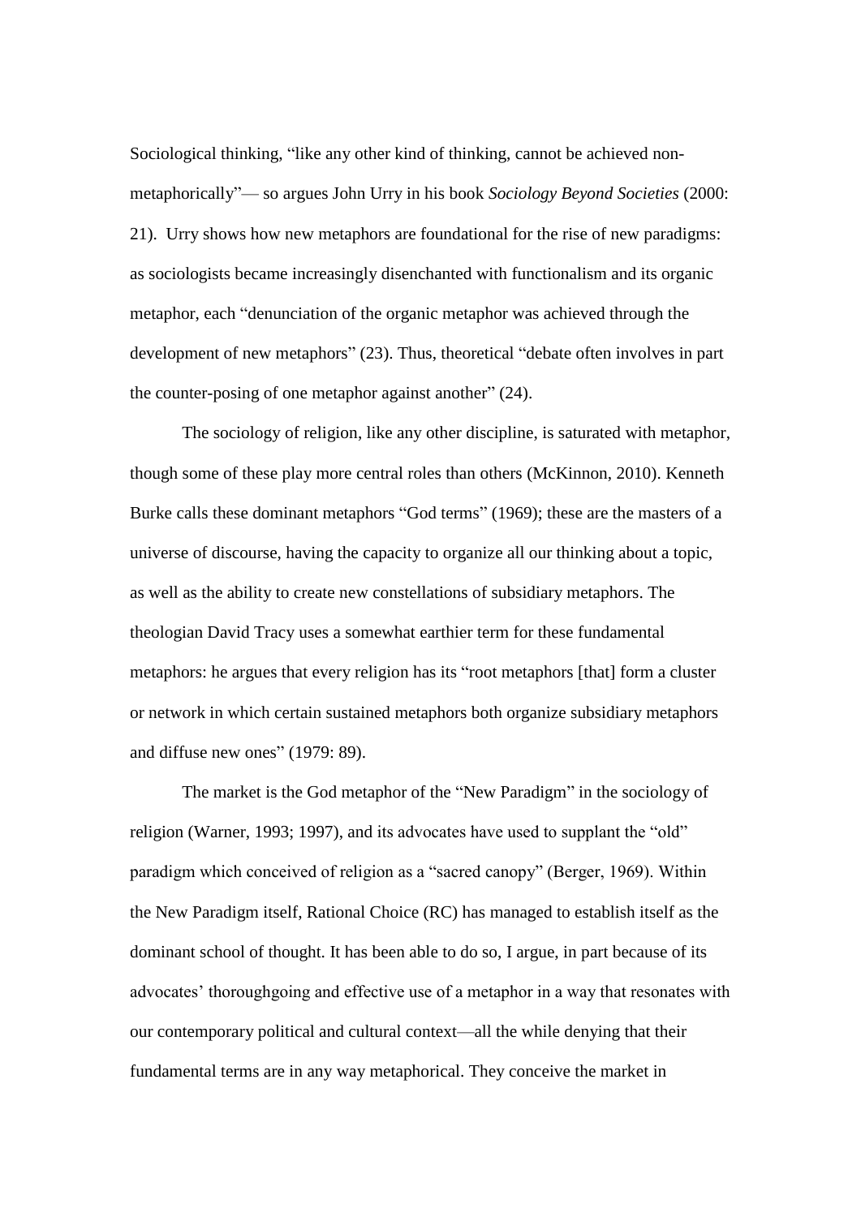Sociological thinking, "like any other kind of thinking, cannot be achieved non-metaphorically"— so argues John Urry in his book *Sociology Beyond Societies* (2000: 21). Urry shows how new metaphors are foundational for the rise of new paradigms: as sociologists became increasingly disenchanted with functionalism and its organic metaphor, each "denunciation of the organic metaphor was achieved through the development of new metaphors" (23). Thus, theoretical "debate often involves in part the counter-posing of one metaphor against another" (24).

The sociology of religion, like any other discipline, is saturated with metaphor, though some of these play more central roles than others (McKinnon, 2010). Kenneth Burke calls these dominant metaphors "God terms" (1969); these are the masters of a universe of discourse, having the capacity to organize all our thinking about a topic, as well as the ability to create new constellations of subsidiary metaphors. The theologian David Tracy uses a somewhat earthier term for these fundamental metaphors: he argues that every religion has its "root metaphors [that] form a cluster or network in which certain sustained metaphors both organize subsidiary metaphors and diffuse new ones" (1979: 89).

The market is the God metaphor of the "New Paradigm" in the sociology of religion (Warner, 1993; 1997), and its advocates have used to supplant the "old" paradigm which conceived of religion as a "sacred canopy" (Berger, 1969). Within the New Paradigm itself, Rational Choice (RC) has managed to establish itself as the dominant school of thought. It has been able to do so, I argue, in part because of its advocates' thoroughgoing and effective use of a metaphor in a way that resonates with our contemporary political and cultural context—all the while denying that their fundamental terms are in any way metaphorical. They conceive the market in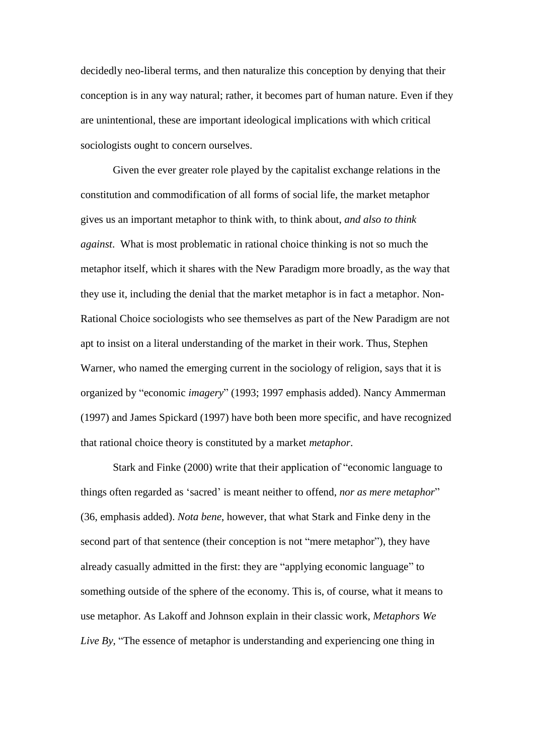decidedly neo-liberal terms, and then naturalize this conception by denying that their conception is in any way natural; rather, it becomes part of human nature. Even if they are unintentional, these are important ideological implications with which critical sociologists ought to concern ourselves.

Given the ever greater role played by the capitalist exchange relations in the constitution and commodification of all forms of social life, the market metaphor gives us an important metaphor to think with, to think about, *and also to think against*. What is most problematic in rational choice thinking is not so much the metaphor itself, which it shares with the New Paradigm more broadly, as the way that they use it, including the denial that the market metaphor is in fact a metaphor. Non-Rational Choice sociologists who see themselves as part of the New Paradigm are not apt to insist on a literal understanding of the market in their work. Thus, Stephen Warner, who named the emerging current in the sociology of religion, says that it is organized by "economic *imagery*" (1993; 1997 emphasis added). Nancy Ammerman (1997) and James Spickard (1997) have both been more specific, and have recognized that rational choice theory is constituted by a market *metaphor*.

Stark and Finke (2000) write that their application of "economic language to things often regarded as 'sacred' is meant neither to offend, *nor as mere metaphor*" (36, emphasis added). *Nota bene*, however, that what Stark and Finke deny in the second part of that sentence (their conception is not "mere metaphor"), they have already casually admitted in the first: they are "applying economic language" to something outside of the sphere of the economy. This is, of course, what it means to use metaphor. As Lakoff and Johnson explain in their classic work, *Metaphors We Live By*, "The essence of metaphor is understanding and experiencing one thing in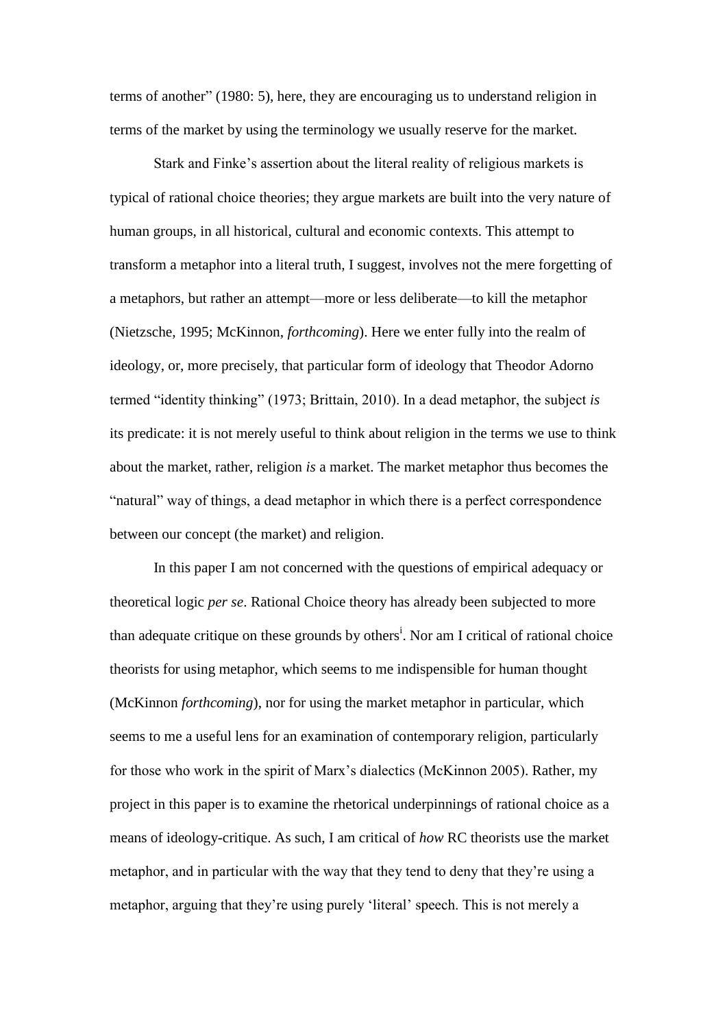terms of another" (1980: 5), here, they are encouraging us to understand religion in terms of the market by using the terminology we usually reserve for the market.

Stark and Finke's assertion about the literal reality of religious markets is typical of rational choice theories; they argue markets are built into the very nature of human groups, in all historical, cultural and economic contexts. This attempt to transform a metaphor into a literal truth, I suggest, involves not the mere forgetting of a metaphors, but rather an attempt—more or less deliberate—to kill the metaphor (Nietzsche, 1995; McKinnon, *forthcoming*). Here we enter fully into the realm of ideology, or, more precisely, that particular form of ideology that Theodor Adorno termed "identity thinking" (1973; Brittain, 2010). In a dead metaphor, the subject *is* its predicate: it is not merely useful to think about religion in the terms we use to think about the market, rather, religion *is* a market. The market metaphor thus becomes the "natural" way of things, a dead metaphor in which there is a perfect correspondence between our concept (the market) and religion.

In this paper I am not concerned with the questions of empirical adequacy or theoretical logic *per se*. Rational Choice theory has already been subjected to more than adequate critique on these grounds by others[i]. Nor am I critical of rational choice theorists for using metaphor, which seems to me indispensible for human thought (McKinnon *forthcoming*), nor for using the market metaphor in particular, which seems to me a useful lens for an examination of contemporary religion, particularly for those who work in the spirit of Marx's dialectics (McKinnon 2005). Rather, my project in this paper is to examine the rhetorical underpinnings of rational choice as a means of ideology-critique. As such, I am critical of *how* RC theorists use the market metaphor, and in particular with the way that they tend to deny that they're using a metaphor, arguing that they're using purely 'literal' speech. This is not merely a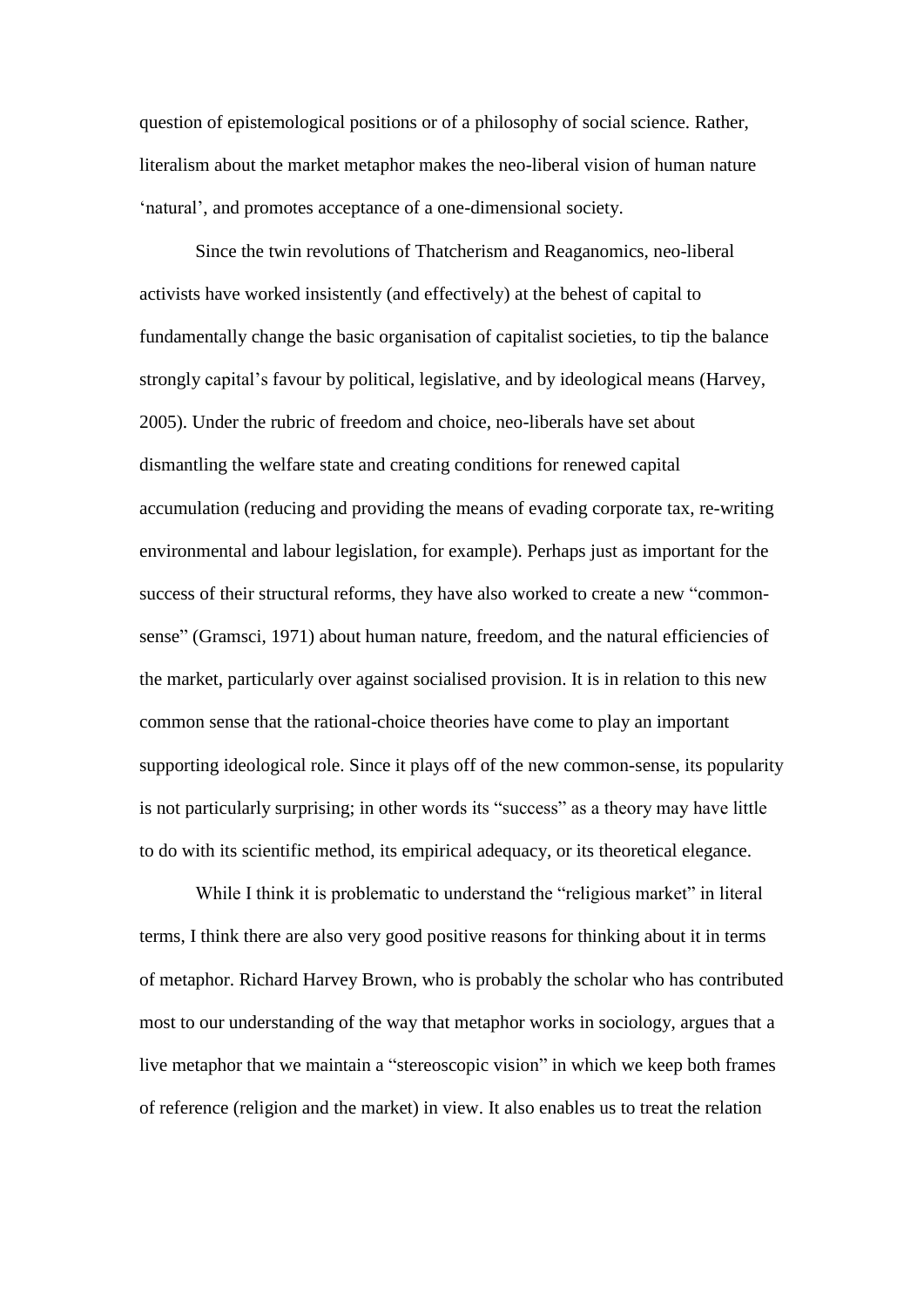question of epistemological positions or of a philosophy of social science. Rather, literalism about the market metaphor makes the neo-liberal vision of human nature 'natural', and promotes acceptance of a one-dimensional society.

Since the twin revolutions of Thatcherism and Reaganomics, neo-liberal activists have worked insistently (and effectively) at the behest of capital to fundamentally change the basic organisation of capitalist societies, to tip the balance strongly capital's favour by political, legislative, and by ideological means (Harvey, 2005). Under the rubric of freedom and choice, neo-liberals have set about dismantling the welfare state and creating conditions for renewed capital accumulation (reducing and providing the means of evading corporate tax, re-writing environmental and labour legislation, for example). Perhaps just as important for the success of their structural reforms, they have also worked to create a new "common-sense" (Gramsci, 1971) about human nature, freedom, and the natural efficiencies of the market, particularly over against socialised provision. It is in relation to this new common sense that the rational-choice theories have come to play an important supporting ideological role. Since it plays off of the new common-sense, its popularity is not particularly surprising; in other words its "success" as a theory may have little to do with its scientific method, its empirical adequacy, or its theoretical elegance.

While I think it is problematic to understand the "religious market" in literal terms, I think there are also very good positive reasons for thinking about it in terms of metaphor. Richard Harvey Brown, who is probably the scholar who has contributed most to our understanding of the way that metaphor works in sociology, argues that a live metaphor that we maintain a "stereoscopic vision" in which we keep both frames of reference (religion and the market) in view. It also enables us to treat the relation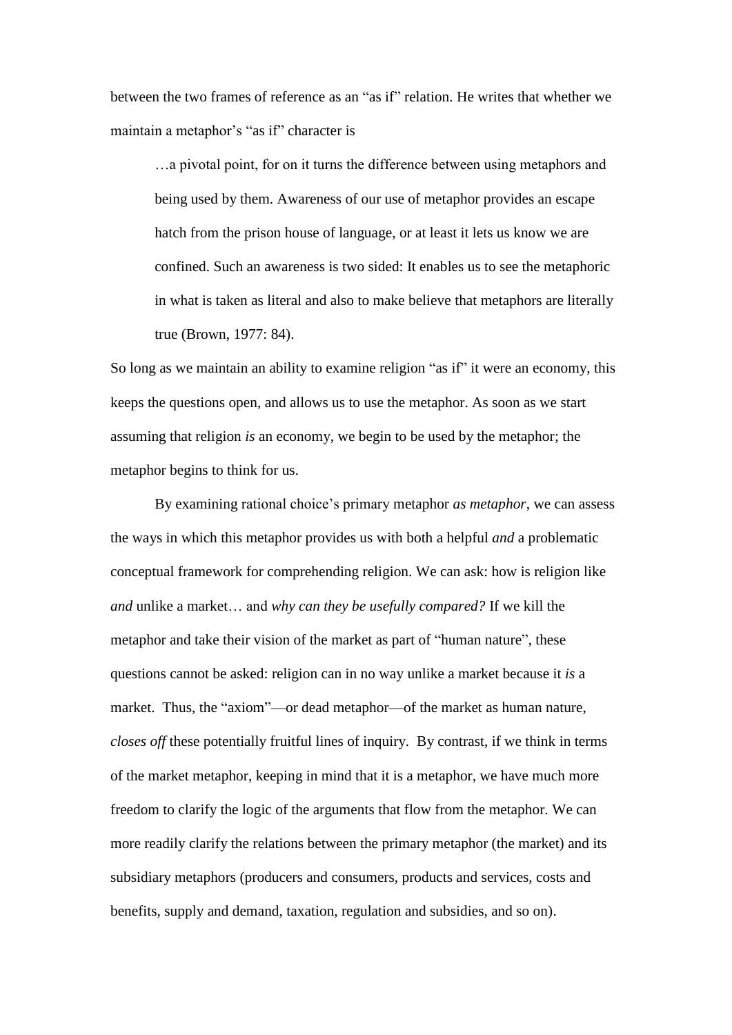between the two frames of reference as an "as if" relation. He writes that whether we maintain a metaphor's "as if" character is

> …a pivotal point, for on it turns the difference between using metaphors and being used by them. Awareness of our use of metaphor provides an escape hatch from the prison house of language, or at least it lets us know we are confined. Such an awareness is two sided: It enables us to see the metaphoric in what is taken as literal and also to make believe that metaphors are literally true (Brown, 1977: 84).

So long as we maintain an ability to examine religion "as if" it were an economy, this keeps the questions open, and allows us to use the metaphor. As soon as we start assuming that religion *is* an economy, we begin to be used by the metaphor; the metaphor begins to think for us.

By examining rational choice's primary metaphor *as metaphor*, we can assess the ways in which this metaphor provides us with both a helpful *and* a problematic conceptual framework for comprehending religion. We can ask: how is religion like *and* unlike a market… and *why can they be usefully compared?* If we kill the metaphor and take their vision of the market as part of "human nature", these questions cannot be asked: religion can in no way unlike a market because it *is* a market. Thus, the "axiom"—or dead metaphor—of the market as human nature, *closes off* these potentially fruitful lines of inquiry. By contrast, if we think in terms of the market metaphor, keeping in mind that it is a metaphor, we have much more freedom to clarify the logic of the arguments that flow from the metaphor. We can more readily clarify the relations between the primary metaphor (the market) and its subsidiary metaphors (producers and consumers, products and services, costs and benefits, supply and demand, taxation, regulation and subsidies, and so on).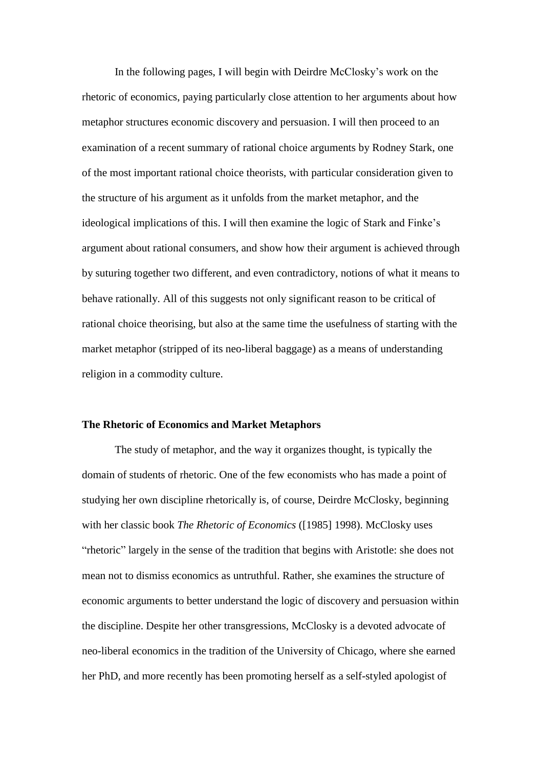In the following pages, I will begin with Deirdre McClosky's work on the rhetoric of economics, paying particularly close attention to her arguments about how metaphor structures economic discovery and persuasion. I will then proceed to an examination of a recent summary of rational choice arguments by Rodney Stark, one of the most important rational choice theorists, with particular consideration given to the structure of his argument as it unfolds from the market metaphor, and the ideological implications of this. I will then examine the logic of Stark and Finke's argument about rational consumers, and show how their argument is achieved through by suturing together two different, and even contradictory, notions of what it means to behave rationally. All of this suggests not only significant reason to be critical of rational choice theorising, but also at the same time the usefulness of starting with the market metaphor (stripped of its neo-liberal baggage) as a means of understanding religion in a commodity culture.

## The Rhetoric of Economics and Market Metaphors

The study of metaphor, and the way it organizes thought, is typically the domain of students of rhetoric. One of the few economists who has made a point of studying her own discipline rhetorically is, of course, Deirdre McClosky, beginning with her classic book *The Rhetoric of Economics* ([1985] 1998). McClosky uses "rhetoric" largely in the sense of the tradition that begins with Aristotle: she does not mean not to dismiss economics as untruthful. Rather, she examines the structure of economic arguments to better understand the logic of discovery and persuasion within the discipline. Despite her other transgressions, McClosky is a devoted advocate of neo-liberal economics in the tradition of the University of Chicago, where she earned her PhD, and more recently has been promoting herself as a self-styled apologist of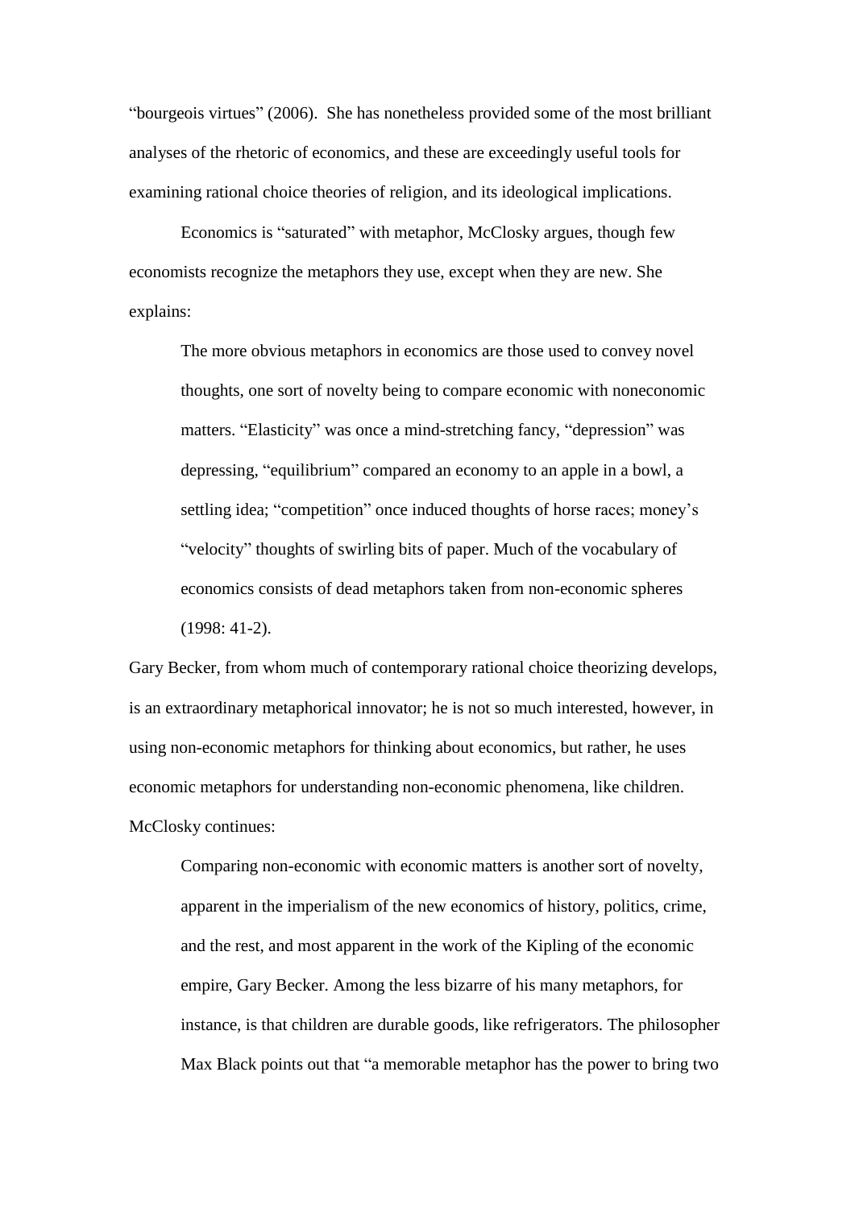"bourgeois virtues" (2006). She has nonetheless provided some of the most brilliant analyses of the rhetoric of economics, and these are exceedingly useful tools for examining rational choice theories of religion, and its ideological implications.

Economics is "saturated" with metaphor, McClosky argues, though few economists recognize the metaphors they use, except when they are new. She explains:

> The more obvious metaphors in economics are those used to convey novel thoughts, one sort of novelty being to compare economic with noneconomic matters. "Elasticity" was once a mind-stretching fancy, "depression" was depressing, "equilibrium" compared an economy to an apple in a bowl, a settling idea; "competition" once induced thoughts of horse races; money's "velocity" thoughts of swirling bits of paper. Much of the vocabulary of economics consists of dead metaphors taken from non-economic spheres (1998: 41-2).

Gary Becker, from whom much of contemporary rational choice theorizing develops, is an extraordinary metaphorical innovator; he is not so much interested, however, in using non-economic metaphors for thinking about economics, but rather, he uses economic metaphors for understanding non-economic phenomena, like children. McClosky continues:

> Comparing non-economic with economic matters is another sort of novelty, apparent in the imperialism of the new economics of history, politics, crime, and the rest, and most apparent in the work of the Kipling of the economic empire, Gary Becker. Among the less bizarre of his many metaphors, for instance, is that children are durable goods, like refrigerators. The philosopher Max Black points out that "a memorable metaphor has the power to bring two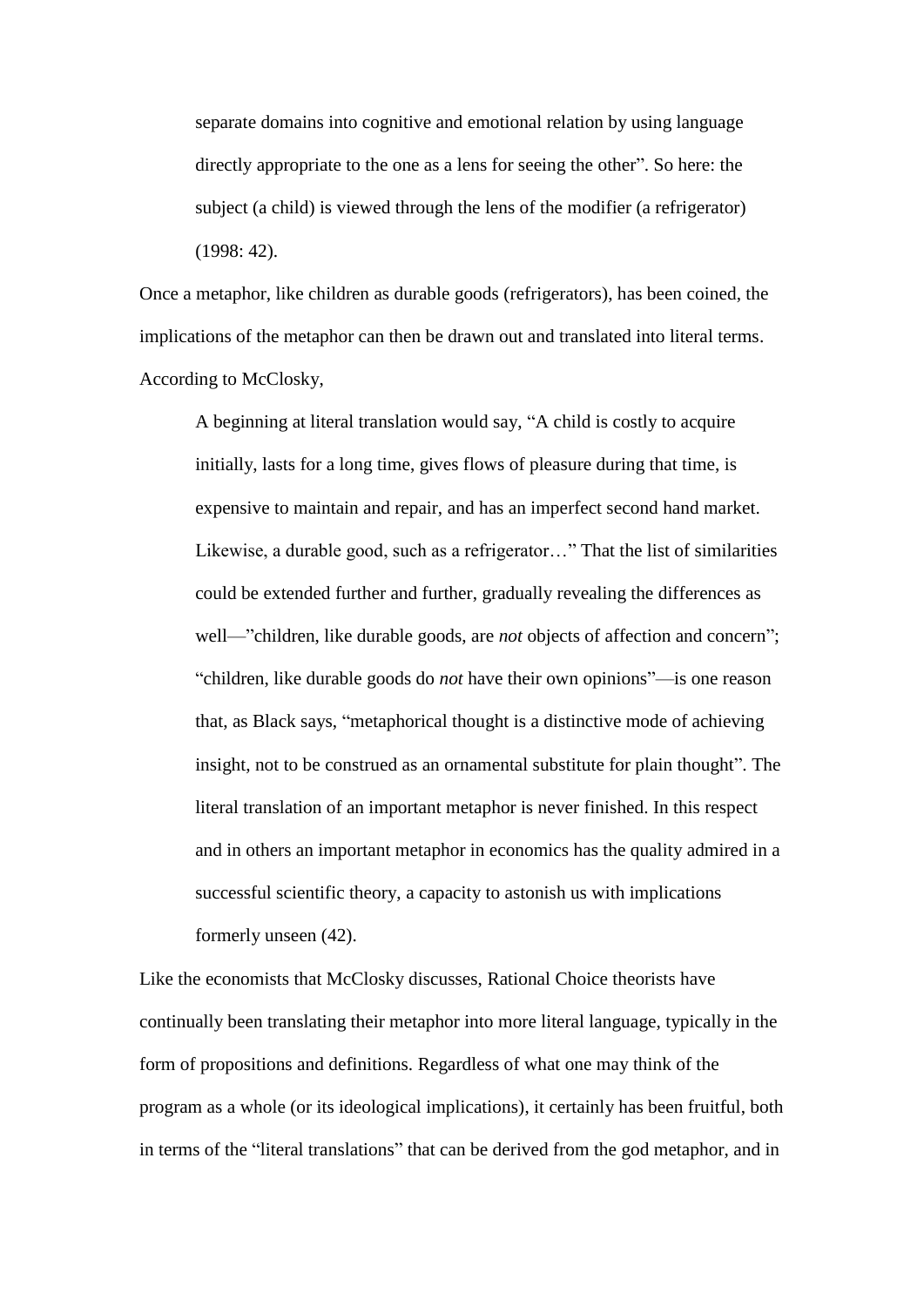> separate domains into cognitive and emotional relation by using language directly appropriate to the one as a lens for seeing the other". So here: the subject (a child) is viewed through the lens of the modifier (a refrigerator) (1998: 42).

Once a metaphor, like children as durable goods (refrigerators), has been coined, the implications of the metaphor can then be drawn out and translated into literal terms. According to McClosky,

> A beginning at literal translation would say, "A child is costly to acquire initially, lasts for a long time, gives flows of pleasure during that time, is expensive to maintain and repair, and has an imperfect second hand market. Likewise, a durable good, such as a refrigerator…" That the list of similarities could be extended further and further, gradually revealing the differences as well—"children, like durable goods, are *not* objects of affection and concern"; "children, like durable goods do *not* have their own opinions"—is one reason that, as Black says, "metaphorical thought is a distinctive mode of achieving insight, not to be construed as an ornamental substitute for plain thought". The literal translation of an important metaphor is never finished. In this respect and in others an important metaphor in economics has the quality admired in a successful scientific theory, a capacity to astonish us with implications formerly unseen (42).

Like the economists that McClosky discusses, Rational Choice theorists have continually been translating their metaphor into more literal language, typically in the form of propositions and definitions. Regardless of what one may think of the program as a whole (or its ideological implications), it certainly has been fruitful, both in terms of the "literal translations" that can be derived from the god metaphor, and in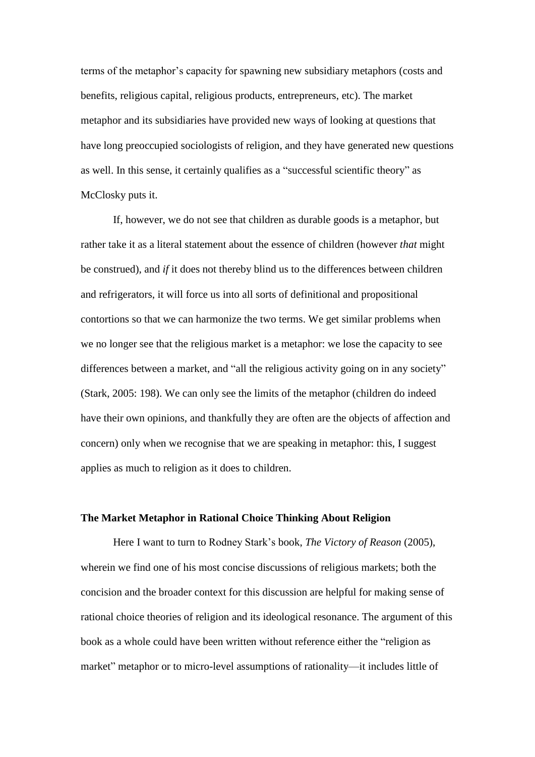terms of the metaphor's capacity for spawning new subsidiary metaphors (costs and benefits, religious capital, religious products, entrepreneurs, etc). The market metaphor and its subsidiaries have provided new ways of looking at questions that have long preoccupied sociologists of religion, and they have generated new questions as well. In this sense, it certainly qualifies as a "successful scientific theory" as McClosky puts it.

If, however, we do not see that children as durable goods is a metaphor, but rather take it as a literal statement about the essence of children (however *that* might be construed), and *if* it does not thereby blind us to the differences between children and refrigerators, it will force us into all sorts of definitional and propositional contortions so that we can harmonize the two terms. We get similar problems when we no longer see that the religious market is a metaphor: we lose the capacity to see differences between a market, and "all the religious activity going on in any society" (Stark, 2005: 198). We can only see the limits of the metaphor (children do indeed have their own opinions, and thankfully they are often are the objects of affection and concern) only when we recognise that we are speaking in metaphor: this, I suggest applies as much to religion as it does to children.

### The Market Metaphor in Rational Choice Thinking About Religion

Here I want to turn to Rodney Stark's book, *The Victory of Reason* (2005), wherein we find one of his most concise discussions of religious markets; both the concision and the broader context for this discussion are helpful for making sense of rational choice theories of religion and its ideological resonance. The argument of this book as a whole could have been written without reference either the "religion as market" metaphor or to micro-level assumptions of rationality—it includes little of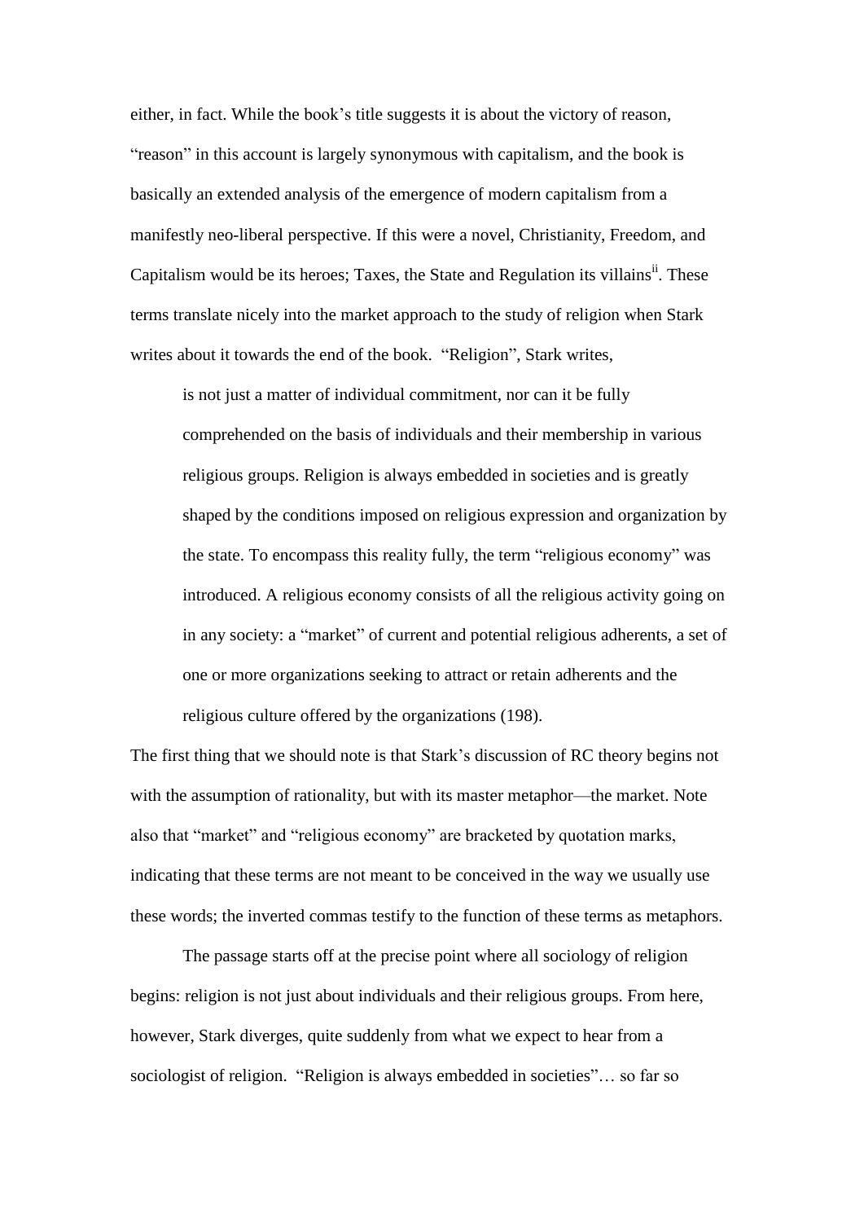either, in fact. While the book's title suggests it is about the victory of reason, "reason" in this account is largely synonymous with capitalism, and the book is basically an extended analysis of the emergence of modern capitalism from a manifestly neo-liberal perspective. If this were a novel, Christianity, Freedom, and Capitalism would be its heroes; Taxes, the State and Regulation its villains[ii]. These terms translate nicely into the market approach to the study of religion when Stark writes about it towards the end of the book. "Religion", Stark writes,

> is not just a matter of individual commitment, nor can it be fully comprehended on the basis of individuals and their membership in various religious groups. Religion is always embedded in societies and is greatly shaped by the conditions imposed on religious expression and organization by the state. To encompass this reality fully, the term "religious economy" was introduced. A religious economy consists of all the religious activity going on in any society: a "market" of current and potential religious adherents, a set of one or more organizations seeking to attract or retain adherents and the religious culture offered by the organizations (198).

The first thing that we should note is that Stark's discussion of RC theory begins not with the assumption of rationality, but with its master metaphor—the market. Note also that "market" and "religious economy" are bracketed by quotation marks, indicating that these terms are not meant to be conceived in the way we usually use these words; the inverted commas testify to the function of these terms as metaphors.

The passage starts off at the precise point where all sociology of religion begins: religion is not just about individuals and their religious groups. From here, however, Stark diverges, quite suddenly from what we expect to hear from a sociologist of religion. "Religion is always embedded in societies"… so far so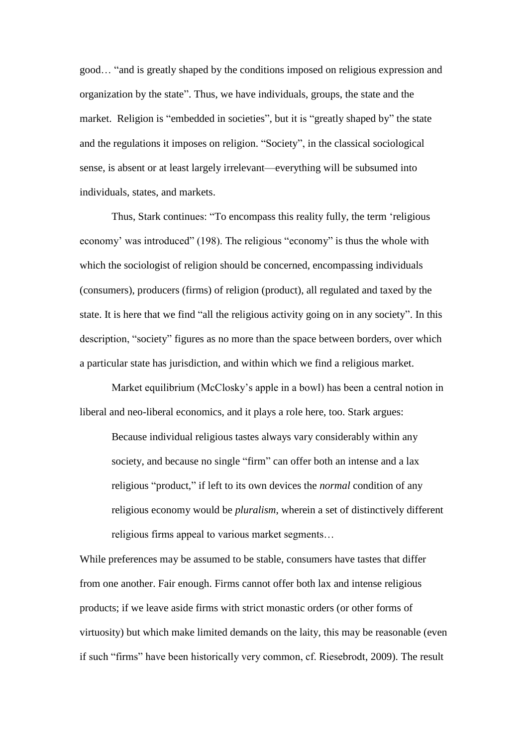good… "and is greatly shaped by the conditions imposed on religious expression and organization by the state". Thus, we have individuals, groups, the state and the market. Religion is "embedded in societies", but it is "greatly shaped by" the state and the regulations it imposes on religion. "Society", in the classical sociological sense, is absent or at least largely irrelevant—everything will be subsumed into individuals, states, and markets.

Thus, Stark continues: "To encompass this reality fully, the term 'religious economy' was introduced" (198). The religious "economy" is thus the whole with which the sociologist of religion should be concerned, encompassing individuals (consumers), producers (firms) of religion (product), all regulated and taxed by the state. It is here that we find "all the religious activity going on in any society". In this description, "society" figures as no more than the space between borders, over which a particular state has jurisdiction, and within which we find a religious market.

Market equilibrium (McClosky's apple in a bowl) has been a central notion in liberal and neo-liberal economics, and it plays a role here, too. Stark argues:

> Because individual religious tastes always vary considerably within any society, and because no single "firm" can offer both an intense and a lax religious "product," if left to its own devices the *normal* condition of any religious economy would be *pluralism*, wherein a set of distinctively different religious firms appeal to various market segments…

While preferences may be assumed to be stable, consumers have tastes that differ from one another. Fair enough. Firms cannot offer both lax and intense religious products; if we leave aside firms with strict monastic orders (or other forms of virtuosity) but which make limited demands on the laity, this may be reasonable (even if such "firms" have been historically very common, cf. Riesebrodt, 2009). The result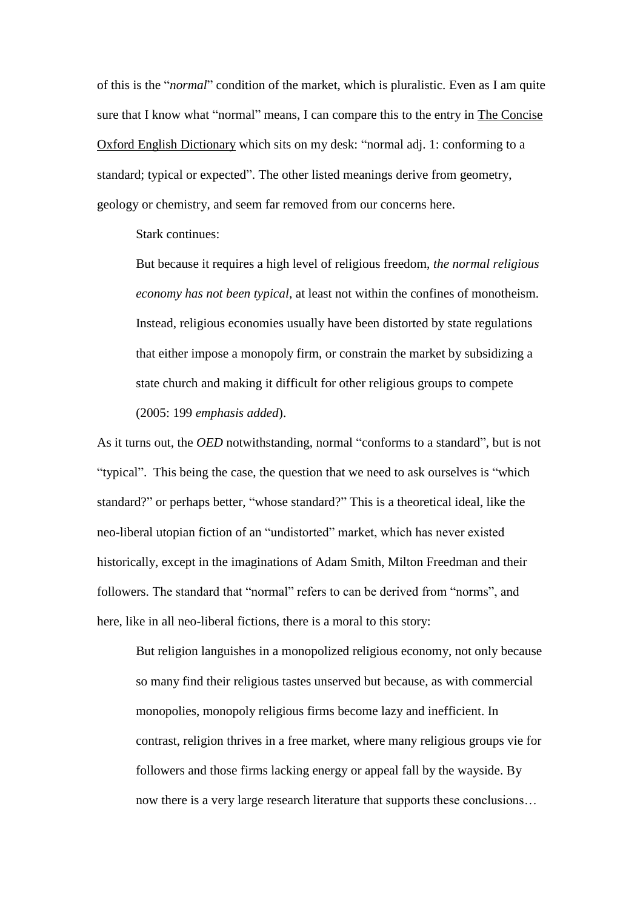of this is the "*normal*" condition of the market, which is pluralistic. Even as I am quite sure that I know what "normal" means, I can compare this to the entry in The Concise Oxford English Dictionary which sits on my desk: "normal adj. 1: conforming to a standard; typical or expected". The other listed meanings derive from geometry, geology or chemistry, and seem far removed from our concerns here.

Stark continues:

> But because it requires a high level of religious freedom, *the normal religious economy has not been typical*, at least not within the confines of monotheism. Instead, religious economies usually have been distorted by state regulations that either impose a monopoly firm, or constrain the market by subsidizing a state church and making it difficult for other religious groups to compete (2005: 199 *emphasis added*).

As it turns out, the *OED* notwithstanding, normal "conforms to a standard", but is not "typical". This being the case, the question that we need to ask ourselves is "which standard?" or perhaps better, "whose standard?" This is a theoretical ideal, like the neo-liberal utopian fiction of an "undistorted" market, which has never existed historically, except in the imaginations of Adam Smith, Milton Freedman and their followers. The standard that "normal" refers to can be derived from "norms", and here, like in all neo-liberal fictions, there is a moral to this story:

> But religion languishes in a monopolized religious economy, not only because so many find their religious tastes unserved but because, as with commercial monopolies, monopoly religious firms become lazy and inefficient. In contrast, religion thrives in a free market, where many religious groups vie for followers and those firms lacking energy or appeal fall by the wayside. By now there is a very large research literature that supports these conclusions…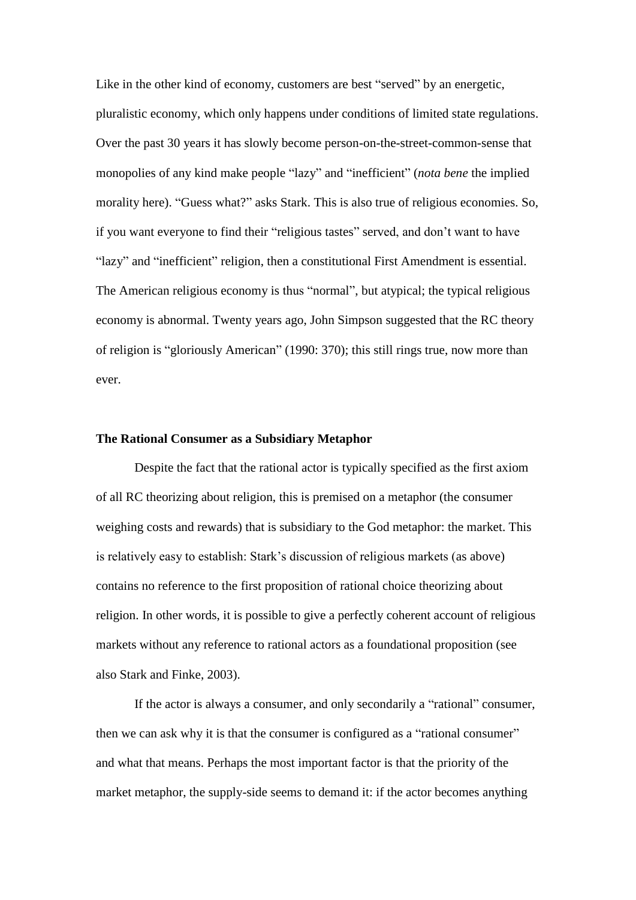Like in the other kind of economy, customers are best "served" by an energetic, pluralistic economy, which only happens under conditions of limited state regulations. Over the past 30 years it has slowly become person-on-the-street-common-sense that monopolies of any kind make people "lazy" and "inefficient" (*nota bene* the implied morality here). "Guess what?" asks Stark. This is also true of religious economies. So, if you want everyone to find their "religious tastes" served, and don't want to have "lazy" and "inefficient" religion, then a constitutional First Amendment is essential. The American religious economy is thus "normal", but atypical; the typical religious economy is abnormal. Twenty years ago, John Simpson suggested that the RC theory of religion is "gloriously American" (1990: 370); this still rings true, now more than ever.

**The Rational Consumer as a Subsidiary Metaphor**

Despite the fact that the rational actor is typically specified as the first axiom of all RC theorizing about religion, this is premised on a metaphor (the consumer weighing costs and rewards) that is subsidiary to the God metaphor: the market. This is relatively easy to establish: Stark's discussion of religious markets (as above) contains no reference to the first proposition of rational choice theorizing about religion. In other words, it is possible to give a perfectly coherent account of religious markets without any reference to rational actors as a foundational proposition (see also Stark and Finke, 2003).

If the actor is always a consumer, and only secondarily a "rational" consumer, then we can ask why it is that the consumer is configured as a "rational consumer" and what that means. Perhaps the most important factor is that the priority of the market metaphor, the supply-side seems to demand it: if the actor becomes anything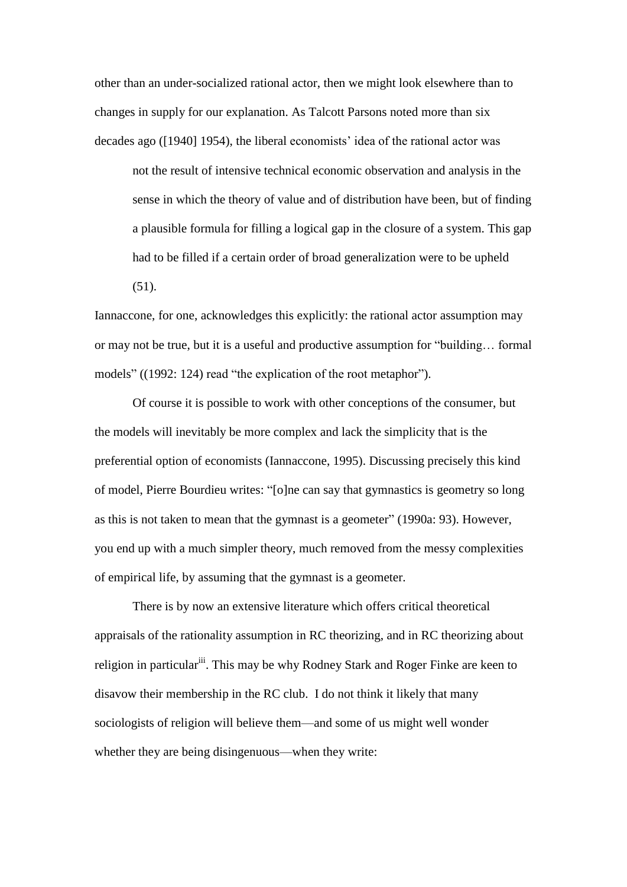other than an under-socialized rational actor, then we might look elsewhere than to changes in supply for our explanation. As Talcott Parsons noted more than six decades ago ([1940] 1954), the liberal economists' idea of the rational actor was

> not the result of intensive technical economic observation and analysis in the sense in which the theory of value and of distribution have been, but of finding a plausible formula for filling a logical gap in the closure of a system. This gap had to be filled if a certain order of broad generalization were to be upheld (51).

Iannaccone, for one, acknowledges this explicitly: the rational actor assumption may or may not be true, but it is a useful and productive assumption for "building… formal models" ((1992: 124) read "the explication of the root metaphor").

Of course it is possible to work with other conceptions of the consumer, but the models will inevitably be more complex and lack the simplicity that is the preferential option of economists (Iannaccone, 1995). Discussing precisely this kind of model, Pierre Bourdieu writes: "[o]ne can say that gymnastics is geometry so long as this is not taken to mean that the gymnast is a geometer" (1990a: 93). However, you end up with a much simpler theory, much removed from the messy complexities of empirical life, by assuming that the gymnast is a geometer.

There is by now an extensive literature which offers critical theoretical appraisals of the rationality assumption in RC theorizing, and in RC theorizing about religion in particular[iii]. This may be why Rodney Stark and Roger Finke are keen to disavow their membership in the RC club. I do not think it likely that many sociologists of religion will believe them—and some of us might well wonder whether they are being disingenuous—when they write: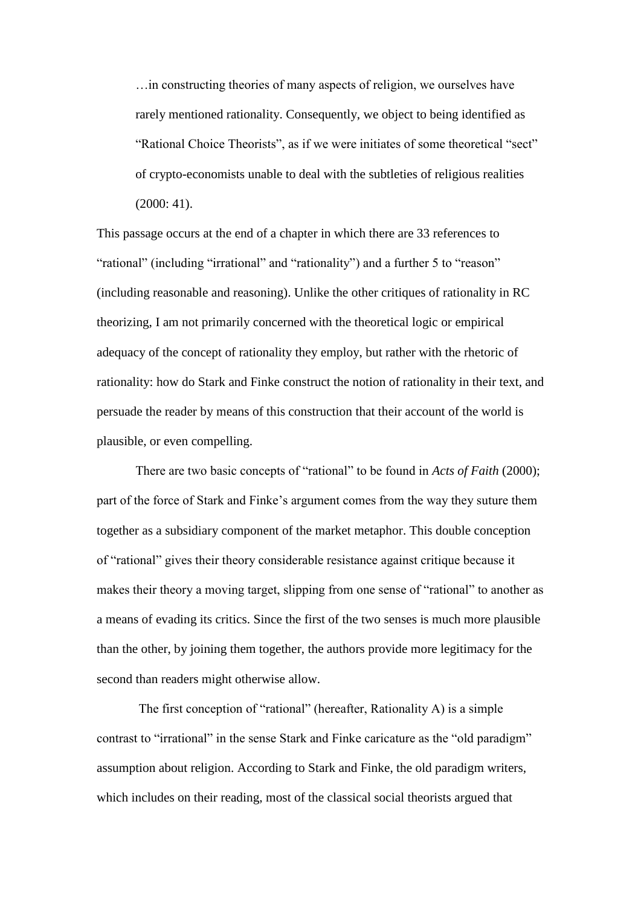> …in constructing theories of many aspects of religion, we ourselves have rarely mentioned rationality. Consequently, we object to being identified as "Rational Choice Theorists", as if we were initiates of some theoretical "sect" of crypto-economists unable to deal with the subtleties of religious realities (2000: 41).

This passage occurs at the end of a chapter in which there are 33 references to "rational" (including "irrational" and "rationality") and a further 5 to "reason" (including reasonable and reasoning). Unlike the other critiques of rationality in RC theorizing, I am not primarily concerned with the theoretical logic or empirical adequacy of the concept of rationality they employ, but rather with the rhetoric of rationality: how do Stark and Finke construct the notion of rationality in their text, and persuade the reader by means of this construction that their account of the world is plausible, or even compelling.

There are two basic concepts of "rational" to be found in *Acts of Faith* (2000); part of the force of Stark and Finke's argument comes from the way they suture them together as a subsidiary component of the market metaphor. This double conception of "rational" gives their theory considerable resistance against critique because it makes their theory a moving target, slipping from one sense of "rational" to another as a means of evading its critics. Since the first of the two senses is much more plausible than the other, by joining them together, the authors provide more legitimacy for the second than readers might otherwise allow.

The first conception of "rational" (hereafter, Rationality A) is a simple contrast to "irrational" in the sense Stark and Finke caricature as the "old paradigm" assumption about religion. According to Stark and Finke, the old paradigm writers, which includes on their reading, most of the classical social theorists argued that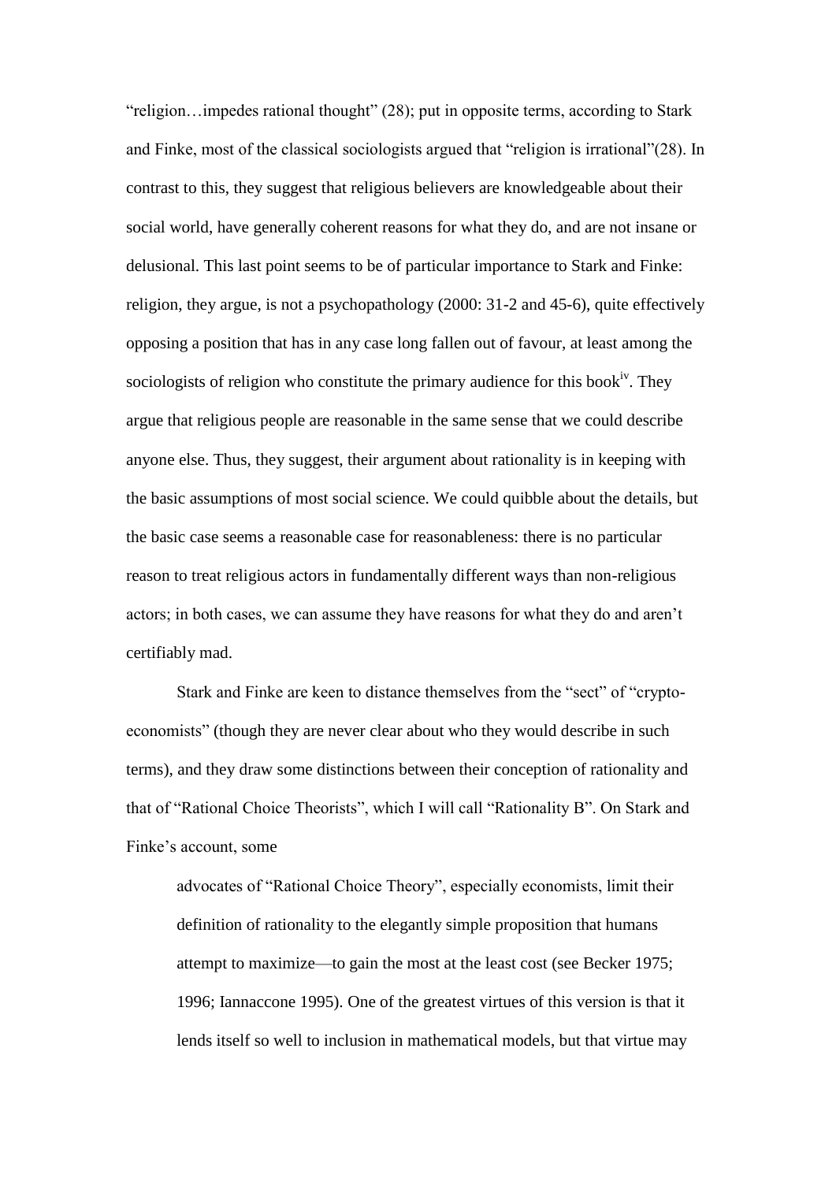"religion…impedes rational thought" (28); put in opposite terms, according to Stark and Finke, most of the classical sociologists argued that "religion is irrational"(28). In contrast to this, they suggest that religious believers are knowledgeable about their social world, have generally coherent reasons for what they do, and are not insane or delusional. This last point seems to be of particular importance to Stark and Finke: religion, they argue, is not a psychopathology (2000: 31-2 and 45-6), quite effectively opposing a position that has in any case long fallen out of favour, at least among the sociologists of religion who constitute the primary audience for this book[iv]. They argue that religious people are reasonable in the same sense that we could describe anyone else. Thus, they suggest, their argument about rationality is in keeping with the basic assumptions of most social science. We could quibble about the details, but the basic case seems a reasonable case for reasonableness: there is no particular reason to treat religious actors in fundamentally different ways than non-religious actors; in both cases, we can assume they have reasons for what they do and aren't certifiably mad.

Stark and Finke are keen to distance themselves from the "sect" of "crypto-economists" (though they are never clear about who they would describe in such terms), and they draw some distinctions between their conception of rationality and that of "Rational Choice Theorists", which I will call "Rationality B". On Stark and Finke's account, some

> advocates of "Rational Choice Theory", especially economists, limit their definition of rationality to the elegantly simple proposition that humans attempt to maximize—to gain the most at the least cost (see Becker 1975; 1996; Iannaccone 1995). One of the greatest virtues of this version is that it lends itself so well to inclusion in mathematical models, but that virtue may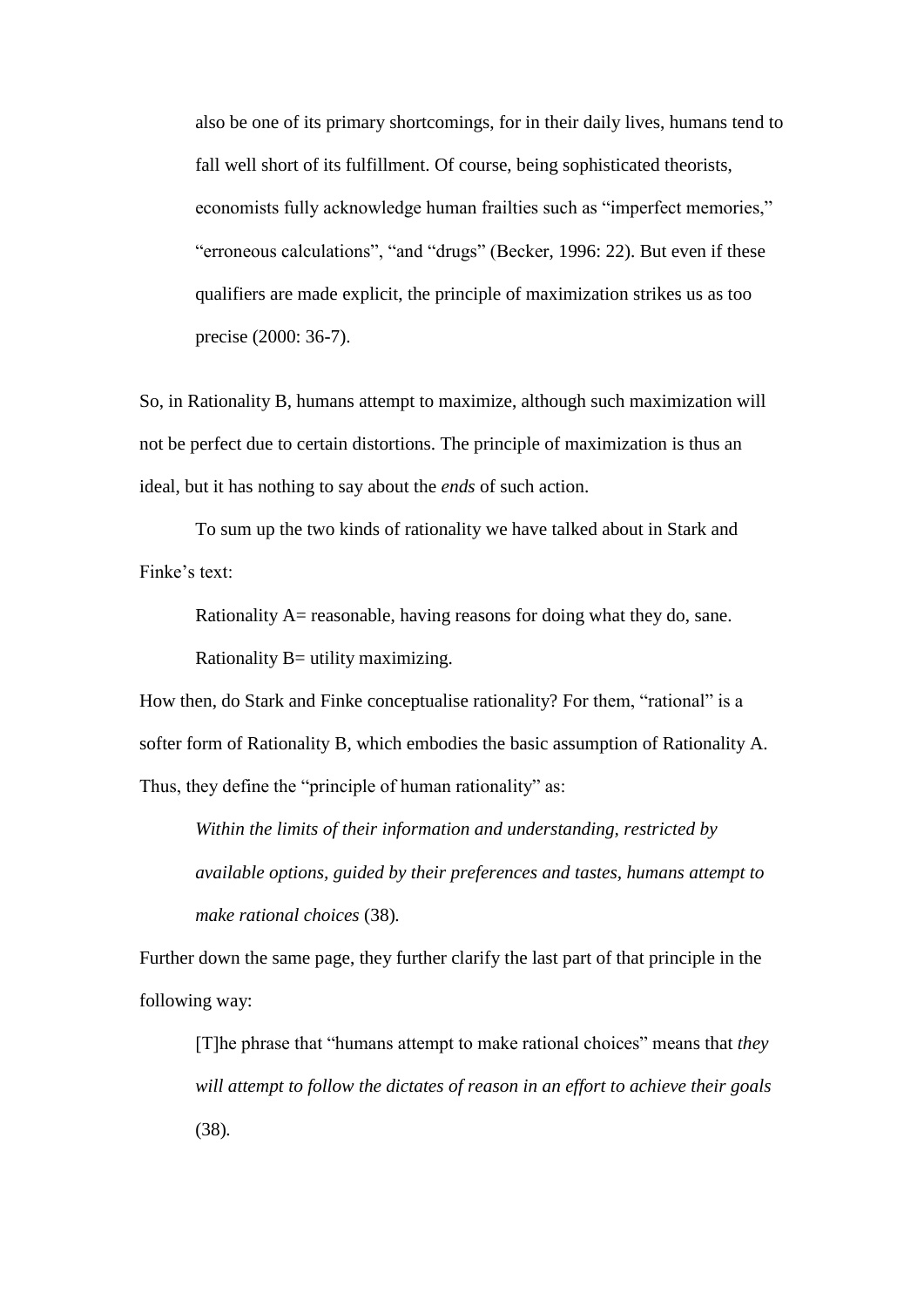> also be one of its primary shortcomings, for in their daily lives, humans tend to fall well short of its fulfillment. Of course, being sophisticated theorists, economists fully acknowledge human frailties such as "imperfect memories," "erroneous calculations", "and "drugs" (Becker, 1996: 22). But even if these qualifiers are made explicit, the principle of maximization strikes us as too precise (2000: 36-7).

So, in Rationality B, humans attempt to maximize, although such maximization will not be perfect due to certain distortions. The principle of maximization is thus an ideal, but it has nothing to say about the *ends* of such action.

To sum up the two kinds of rationality we have talked about in Stark and Finke's text:

> Rationality A= reasonable, having reasons for doing what they do, sane.
>
> Rationality B= utility maximizing.

How then, do Stark and Finke conceptualise rationality? For them, "rational" is a softer form of Rationality B, which embodies the basic assumption of Rationality A. Thus, they define the "principle of human rationality" as:

> *Within the limits of their information and understanding, restricted by available options, guided by their preferences and tastes, humans attempt to make rational choices* (38).

Further down the same page, they further clarify the last part of that principle in the following way:

> [T]he phrase that "humans attempt to make rational choices" means that *they will attempt to follow the dictates of reason in an effort to achieve their goals* (38).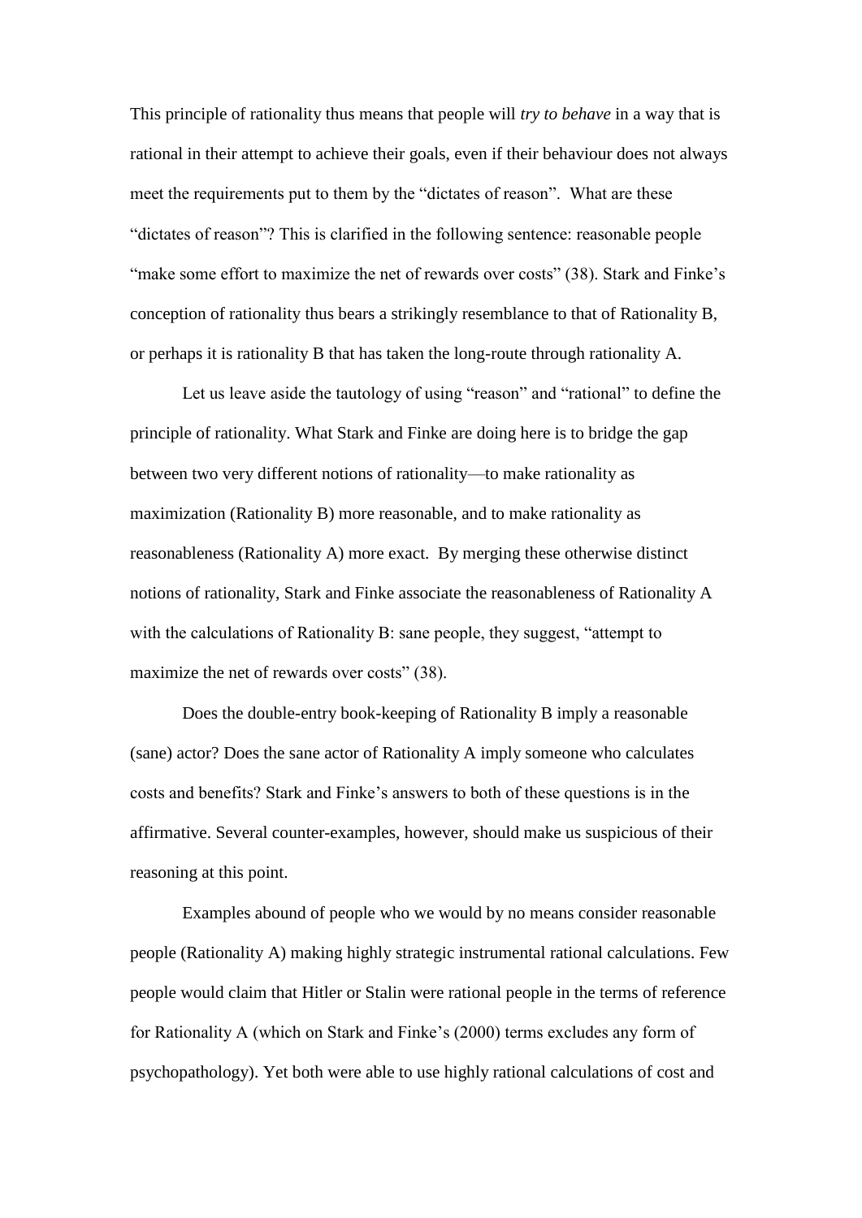This principle of rationality thus means that people will *try to behave* in a way that is rational in their attempt to achieve their goals, even if their behaviour does not always meet the requirements put to them by the "dictates of reason". What are these "dictates of reason"? This is clarified in the following sentence: reasonable people "make some effort to maximize the net of rewards over costs" (38). Stark and Finke's conception of rationality thus bears a strikingly resemblance to that of Rationality B, or perhaps it is rationality B that has taken the long-route through rationality A.

Let us leave aside the tautology of using "reason" and "rational" to define the principle of rationality. What Stark and Finke are doing here is to bridge the gap between two very different notions of rationality—to make rationality as maximization (Rationality B) more reasonable, and to make rationality as reasonableness (Rationality A) more exact. By merging these otherwise distinct notions of rationality, Stark and Finke associate the reasonableness of Rationality A with the calculations of Rationality B: sane people, they suggest, "attempt to maximize the net of rewards over costs" (38).

Does the double-entry book-keeping of Rationality B imply a reasonable (sane) actor? Does the sane actor of Rationality A imply someone who calculates costs and benefits? Stark and Finke's answers to both of these questions is in the affirmative. Several counter-examples, however, should make us suspicious of their reasoning at this point.

Examples abound of people who we would by no means consider reasonable people (Rationality A) making highly strategic instrumental rational calculations. Few people would claim that Hitler or Stalin were rational people in the terms of reference for Rationality A (which on Stark and Finke's (2000) terms excludes any form of psychopathology). Yet both were able to use highly rational calculations of cost and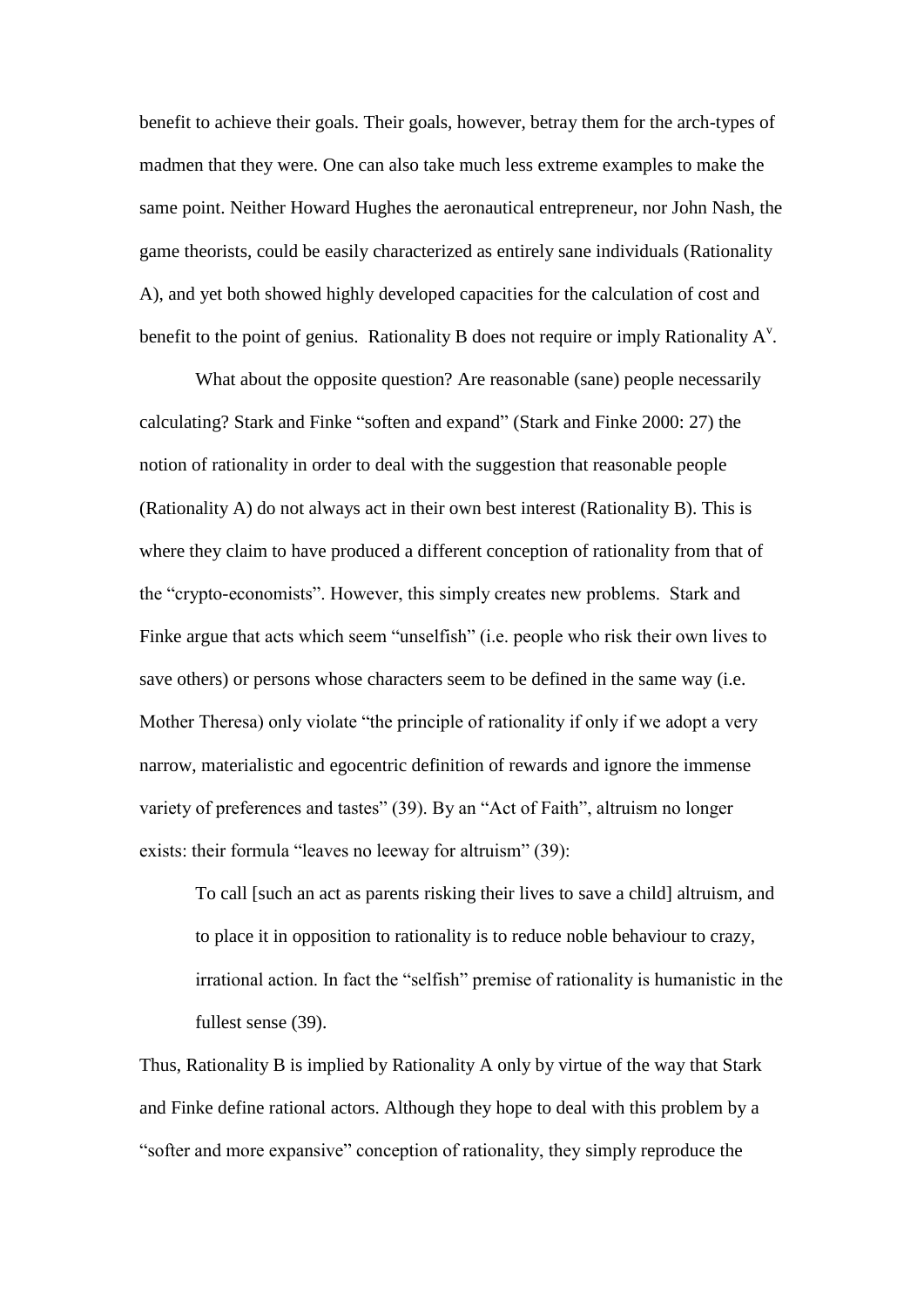benefit to achieve their goals. Their goals, however, betray them for the arch-types of madmen that they were. One can also take much less extreme examples to make the same point. Neither Howard Hughes the aeronautical entrepreneur, nor John Nash, the game theorists, could be easily characterized as entirely sane individuals (Rationality A), and yet both showed highly developed capacities for the calculation of cost and benefit to the point of genius. Rationality B does not require or imply Rationality A[v].

What about the opposite question? Are reasonable (sane) people necessarily calculating? Stark and Finke "soften and expand" (Stark and Finke 2000: 27) the notion of rationality in order to deal with the suggestion that reasonable people (Rationality A) do not always act in their own best interest (Rationality B). This is where they claim to have produced a different conception of rationality from that of the "crypto-economists". However, this simply creates new problems. Stark and Finke argue that acts which seem "unselfish" (i.e. people who risk their own lives to save others) or persons whose characters seem to be defined in the same way (i.e. Mother Theresa) only violate "the principle of rationality if only if we adopt a very narrow, materialistic and egocentric definition of rewards and ignore the immense variety of preferences and tastes" (39). By an "Act of Faith", altruism no longer exists: their formula "leaves no leeway for altruism" (39):

> To call [such an act as parents risking their lives to save a child] altruism, and to place it in opposition to rationality is to reduce noble behaviour to crazy, irrational action. In fact the "selfish" premise of rationality is humanistic in the fullest sense (39).

Thus, Rationality B is implied by Rationality A only by virtue of the way that Stark and Finke define rational actors. Although they hope to deal with this problem by a "softer and more expansive" conception of rationality, they simply reproduce the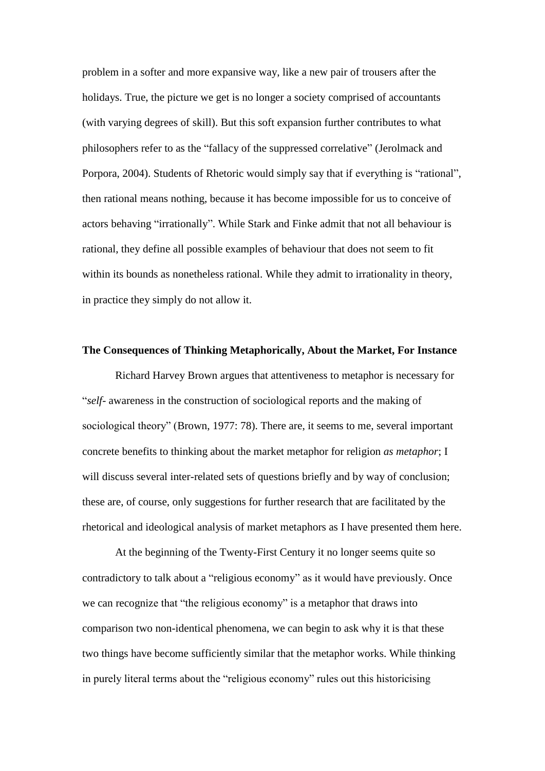problem in a softer and more expansive way, like a new pair of trousers after the holidays. True, the picture we get is no longer a society comprised of accountants (with varying degrees of skill). But this soft expansion further contributes to what philosophers refer to as the "fallacy of the suppressed correlative" (Jerolmack and Porpora, 2004). Students of Rhetoric would simply say that if everything is "rational", then rational means nothing, because it has become impossible for us to conceive of actors behaving "irrationally". While Stark and Finke admit that not all behaviour is rational, they define all possible examples of behaviour that does not seem to fit within its bounds as nonetheless rational. While they admit to irrationality in theory, in practice they simply do not allow it.

**The Consequences of Thinking Metaphorically, About the Market, For Instance**

Richard Harvey Brown argues that attentiveness to metaphor is necessary for "*self*- awareness in the construction of sociological reports and the making of sociological theory" (Brown, 1977: 78). There are, it seems to me, several important concrete benefits to thinking about the market metaphor for religion *as metaphor*; I will discuss several inter-related sets of questions briefly and by way of conclusion; these are, of course, only suggestions for further research that are facilitated by the rhetorical and ideological analysis of market metaphors as I have presented them here.

At the beginning of the Twenty-First Century it no longer seems quite so contradictory to talk about a "religious economy" as it would have previously. Once we can recognize that "the religious economy" is a metaphor that draws into comparison two non-identical phenomena, we can begin to ask why it is that these two things have become sufficiently similar that the metaphor works. While thinking in purely literal terms about the "religious economy" rules out this historicising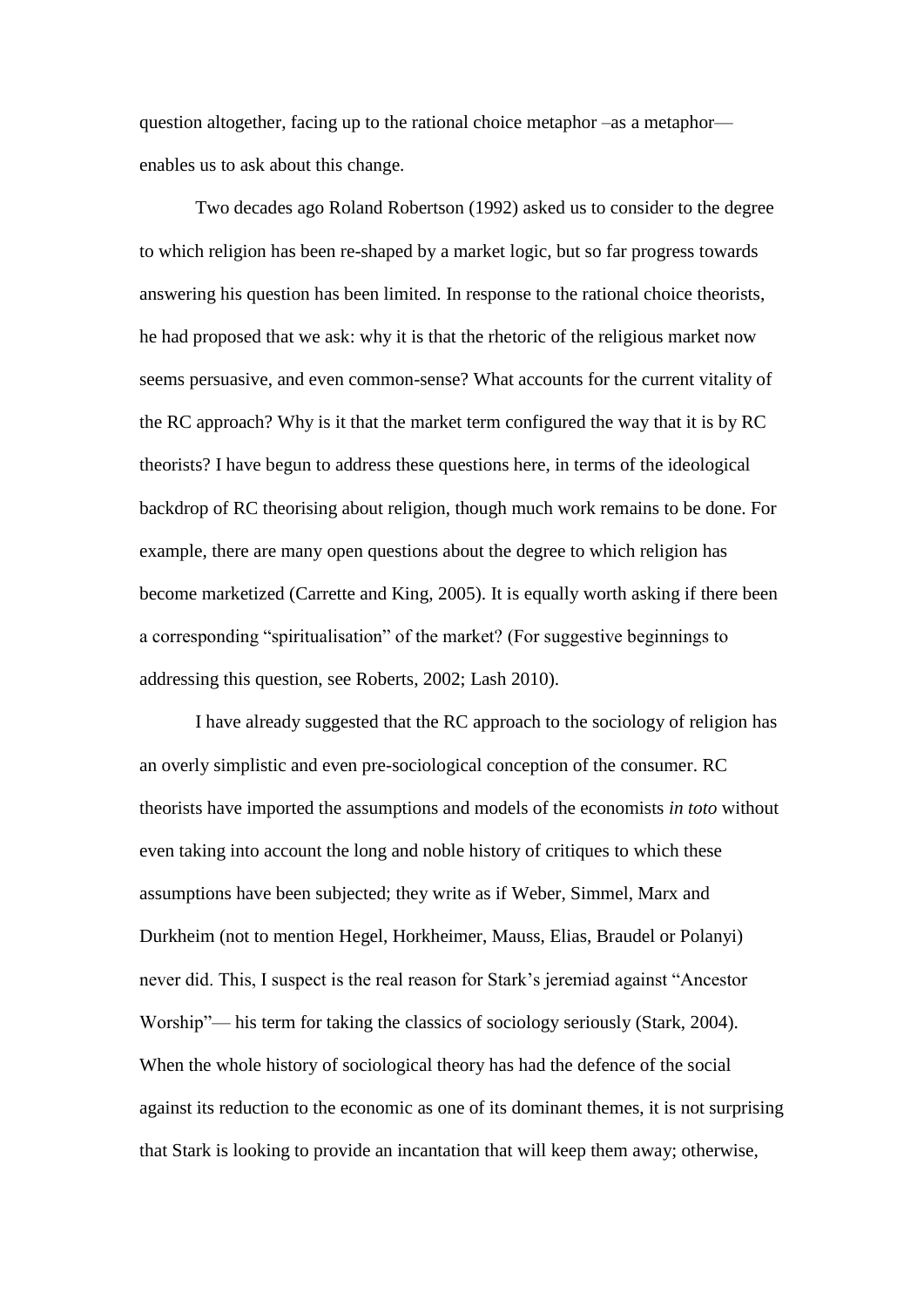question altogether, facing up to the rational choice metaphor –as a metaphor—enables us to ask about this change.

Two decades ago Roland Robertson (1992) asked us to consider to the degree to which religion has been re-shaped by a market logic, but so far progress towards answering his question has been limited. In response to the rational choice theorists, he had proposed that we ask: why it is that the rhetoric of the religious market now seems persuasive, and even common-sense? What accounts for the current vitality of the RC approach? Why is it that the market term configured the way that it is by RC theorists? I have begun to address these questions here, in terms of the ideological backdrop of RC theorising about religion, though much work remains to be done. For example, there are many open questions about the degree to which religion has become marketized (Carrette and King, 2005). It is equally worth asking if there been a corresponding "spiritualisation" of the market? (For suggestive beginnings to addressing this question, see Roberts, 2002; Lash 2010).

I have already suggested that the RC approach to the sociology of religion has an overly simplistic and even pre-sociological conception of the consumer. RC theorists have imported the assumptions and models of the economists *in toto* without even taking into account the long and noble history of critiques to which these assumptions have been subjected; they write as if Weber, Simmel, Marx and Durkheim (not to mention Hegel, Horkheimer, Mauss, Elias, Braudel or Polanyi) never did. This, I suspect is the real reason for Stark's jeremiad against "Ancestor Worship"— his term for taking the classics of sociology seriously (Stark, 2004). When the whole history of sociological theory has had the defence of the social against its reduction to the economic as one of its dominant themes, it is not surprising that Stark is looking to provide an incantation that will keep them away; otherwise,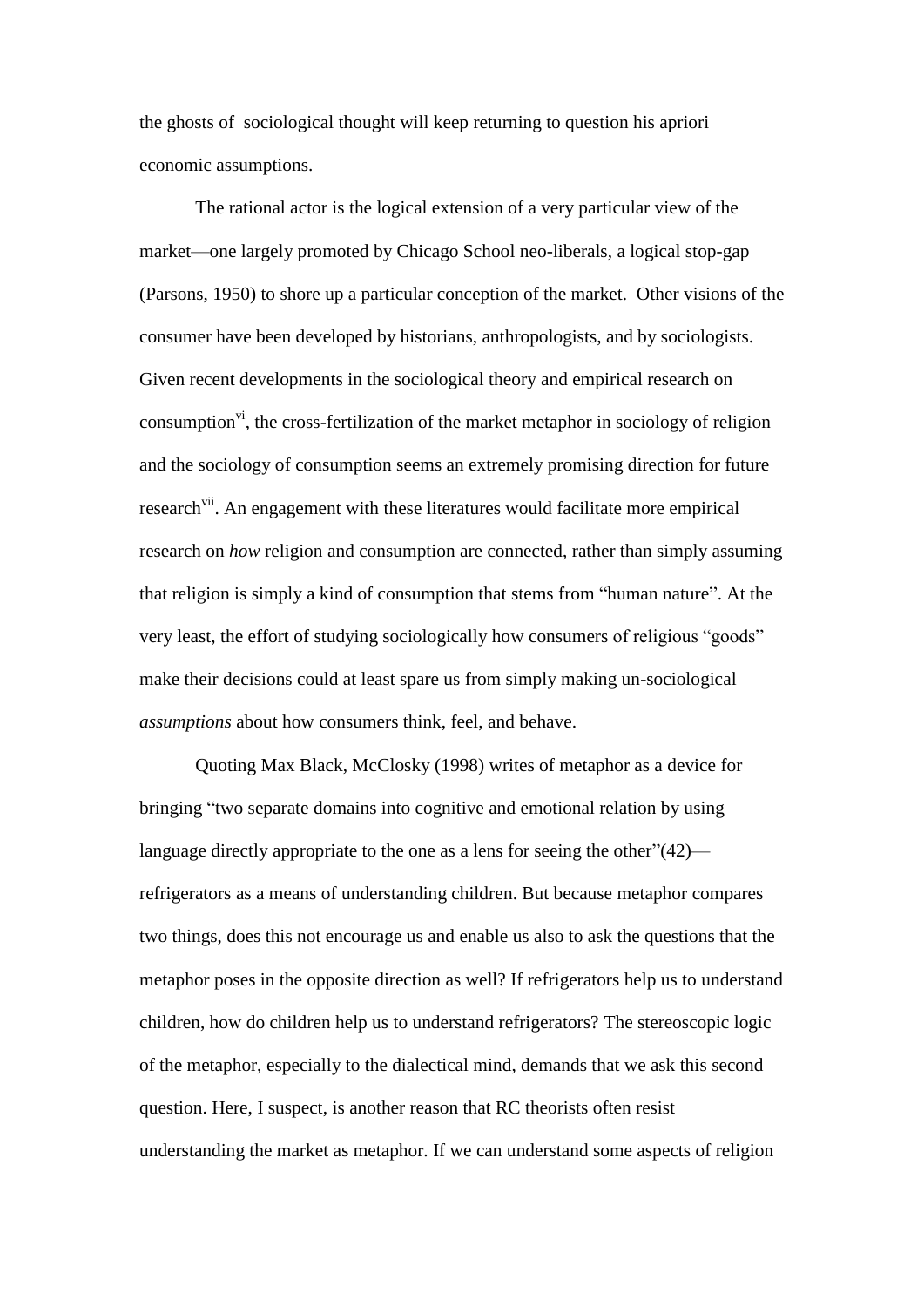the ghosts of sociological thought will keep returning to question his apriori economic assumptions.

The rational actor is the logical extension of a very particular view of the market—one largely promoted by Chicago School neo-liberals, a logical stop-gap (Parsons, 1950) to shore up a particular conception of the market. Other visions of the consumer have been developed by historians, anthropologists, and by sociologists. Given recent developments in the sociological theory and empirical research on consumption[vi], the cross-fertilization of the market metaphor in sociology of religion and the sociology of consumption seems an extremely promising direction for future research[vii]. An engagement with these literatures would facilitate more empirical research on *how* religion and consumption are connected, rather than simply assuming that religion is simply a kind of consumption that stems from "human nature". At the very least, the effort of studying sociologically how consumers of religious "goods" make their decisions could at least spare us from simply making un-sociological *assumptions* about how consumers think, feel, and behave.

Quoting Max Black, McClosky (1998) writes of metaphor as a device for bringing "two separate domains into cognitive and emotional relation by using language directly appropriate to the one as a lens for seeing the other"(42)—refrigerators as a means of understanding children. But because metaphor compares two things, does this not encourage us and enable us also to ask the questions that the metaphor poses in the opposite direction as well? If refrigerators help us to understand children, how do children help us to understand refrigerators? The stereoscopic logic of the metaphor, especially to the dialectical mind, demands that we ask this second question. Here, I suspect, is another reason that RC theorists often resist understanding the market as metaphor. If we can understand some aspects of religion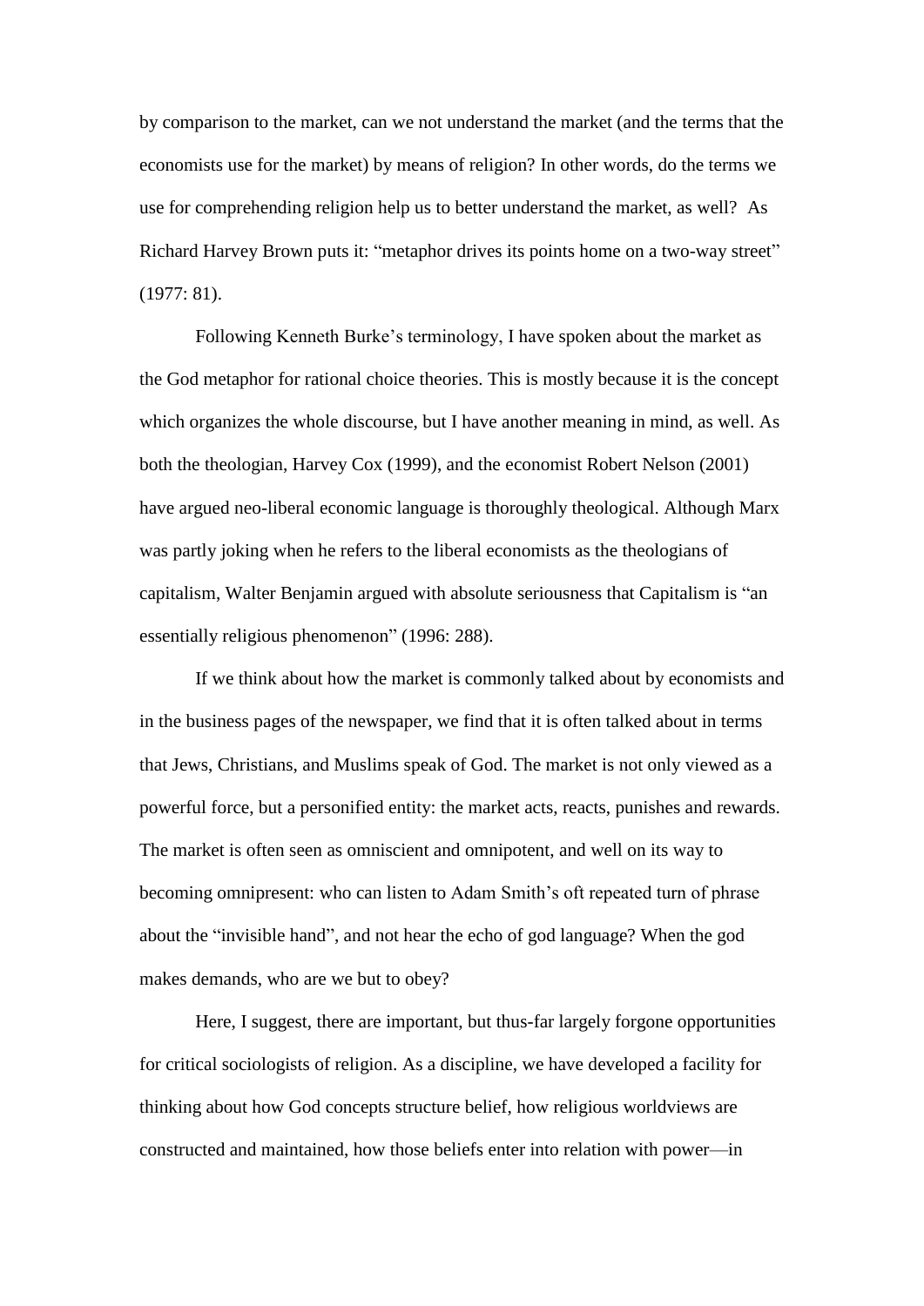by comparison to the market, can we not understand the market (and the terms that the economists use for the market) by means of religion? In other words, do the terms we use for comprehending religion help us to better understand the market, as well? As Richard Harvey Brown puts it: “metaphor drives its points home on a two-way street” (1977: 81).

Following Kenneth Burke’s terminology, I have spoken about the market as the God metaphor for rational choice theories. This is mostly because it is the concept which organizes the whole discourse, but I have another meaning in mind, as well. As both the theologian, Harvey Cox (1999), and the economist Robert Nelson (2001) have argued neo-liberal economic language is thoroughly theological. Although Marx was partly joking when he refers to the liberal economists as the theologians of capitalism, Walter Benjamin argued with absolute seriousness that Capitalism is “an essentially religious phenomenon” (1996: 288).

If we think about how the market is commonly talked about by economists and in the business pages of the newspaper, we find that it is often talked about in terms that Jews, Christians, and Muslims speak of God. The market is not only viewed as a powerful force, but a personified entity: the market acts, reacts, punishes and rewards. The market is often seen as omniscient and omnipotent, and well on its way to becoming omnipresent: who can listen to Adam Smith’s oft repeated turn of phrase about the “invisible hand”, and not hear the echo of god language? When the god makes demands, who are we but to obey?

Here, I suggest, there are important, but thus-far largely forgone opportunities for critical sociologists of religion. As a discipline, we have developed a facility for thinking about how God concepts structure belief, how religious worldviews are constructed and maintained, how those beliefs enter into relation with power—in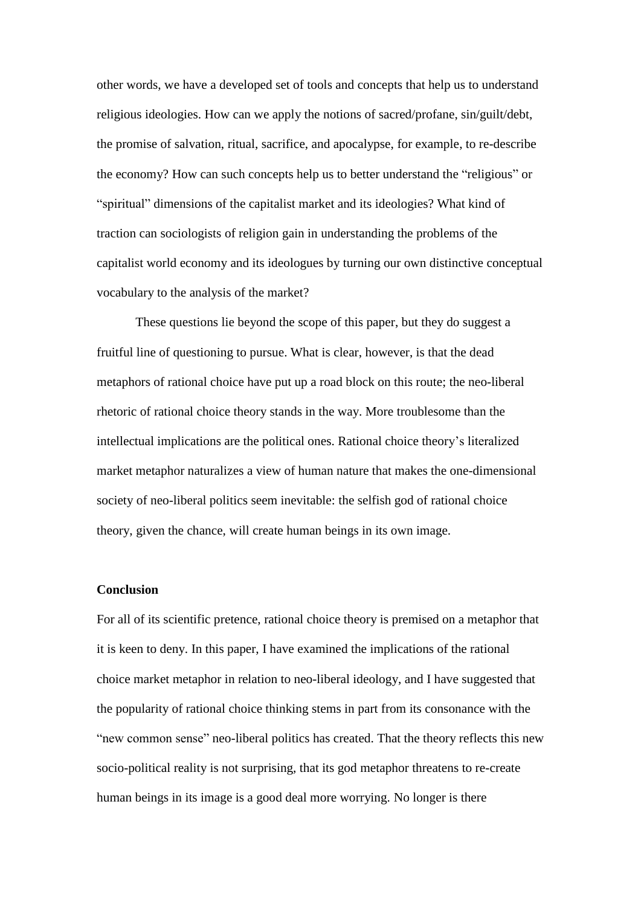other words, we have a developed set of tools and concepts that help us to understand religious ideologies. How can we apply the notions of sacred/profane, sin/guilt/debt, the promise of salvation, ritual, sacrifice, and apocalypse, for example, to re-describe the economy? How can such concepts help us to better understand the "religious" or "spiritual" dimensions of the capitalist market and its ideologies? What kind of traction can sociologists of religion gain in understanding the problems of the capitalist world economy and its ideologues by turning our own distinctive conceptual vocabulary to the analysis of the market?

These questions lie beyond the scope of this paper, but they do suggest a fruitful line of questioning to pursue. What is clear, however, is that the dead metaphors of rational choice have put up a road block on this route; the neo-liberal rhetoric of rational choice theory stands in the way. More troublesome than the intellectual implications are the political ones. Rational choice theory's literalized market metaphor naturalizes a view of human nature that makes the one-dimensional society of neo-liberal politics seem inevitable: the selfish god of rational choice theory, given the chance, will create human beings in its own image.

**Conclusion**

For all of its scientific pretence, rational choice theory is premised on a metaphor that it is keen to deny. In this paper, I have examined the implications of the rational choice market metaphor in relation to neo-liberal ideology, and I have suggested that the popularity of rational choice thinking stems in part from its consonance with the "new common sense" neo-liberal politics has created. That the theory reflects this new socio-political reality is not surprising, that its god metaphor threatens to re-create human beings in its image is a good deal more worrying. No longer is there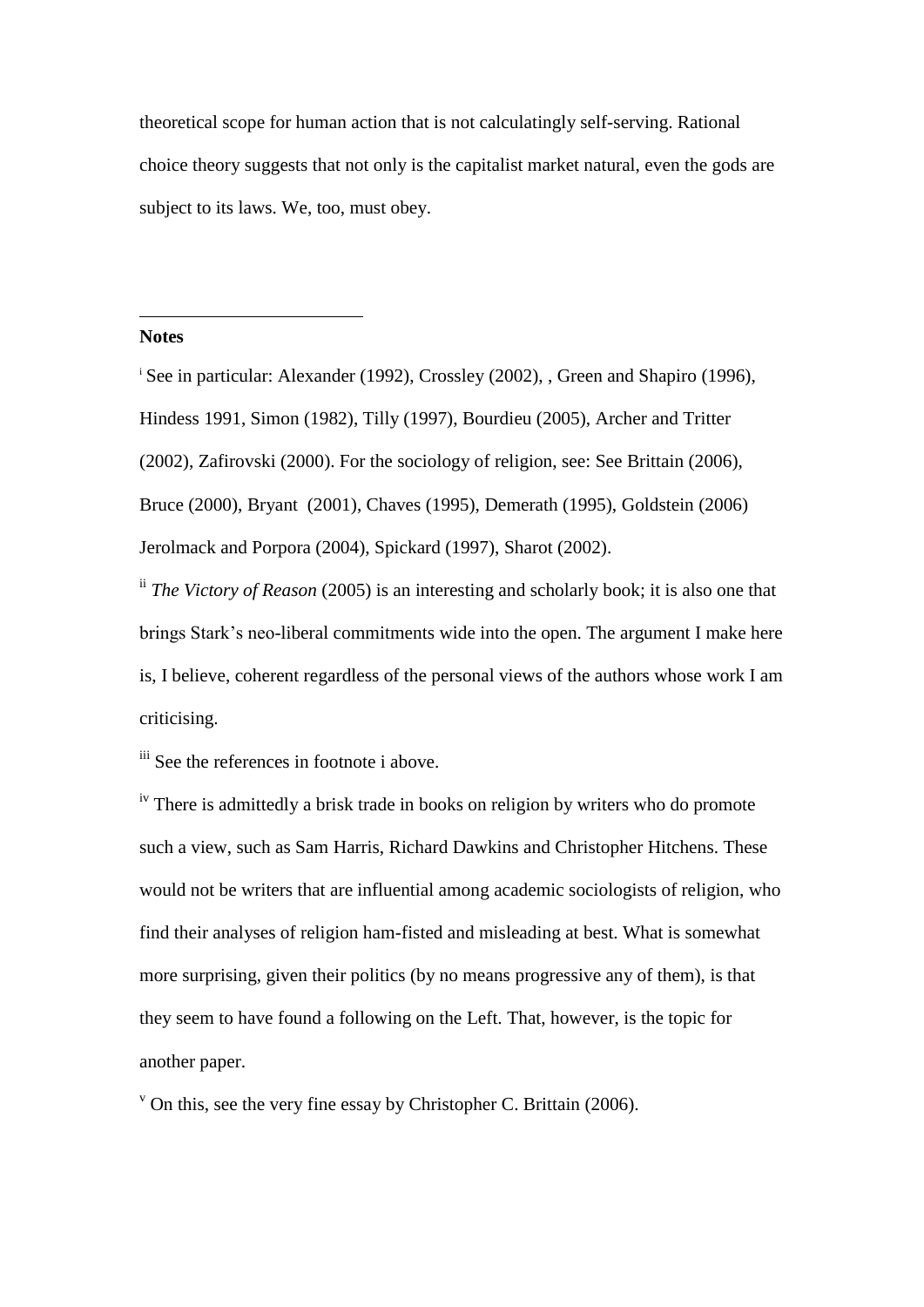theoretical scope for human action that is not calculatingly self-serving. Rational choice theory suggests that not only is the capitalist market natural, even the gods are subject to its laws. We, too, must obey.

---

**Notes**

[i] See in particular: Alexander (1992), Crossley (2002), , Green and Shapiro (1996), Hindess 1991, Simon (1982), Tilly (1997), Bourdieu (2005), Archer and Tritter (2002), Zafirovski (2000). For the sociology of religion, see: See Brittain (2006), Bruce (2000), Bryant (2001), Chaves (1995), Demerath (1995), Goldstein (2006) Jerolmack and Porpora (2004), Spickard (1997), Sharot (2002).

[ii] *The Victory of Reason* (2005) is an interesting and scholarly book; it is also one that brings Stark's neo-liberal commitments wide into the open. The argument I make here is, I believe, coherent regardless of the personal views of the authors whose work I am criticising.

[iii] See the references in footnote i above.

[iv] There is admittedly a brisk trade in books on religion by writers who do promote such a view, such as Sam Harris, Richard Dawkins and Christopher Hitchens. These would not be writers that are influential among academic sociologists of religion, who find their analyses of religion ham-fisted and misleading at best. What is somewhat more surprising, given their politics (by no means progressive any of them), is that they seem to have found a following on the Left. That, however, is the topic for another paper.

[v] On this, see the very fine essay by Christopher C. Brittain (2006).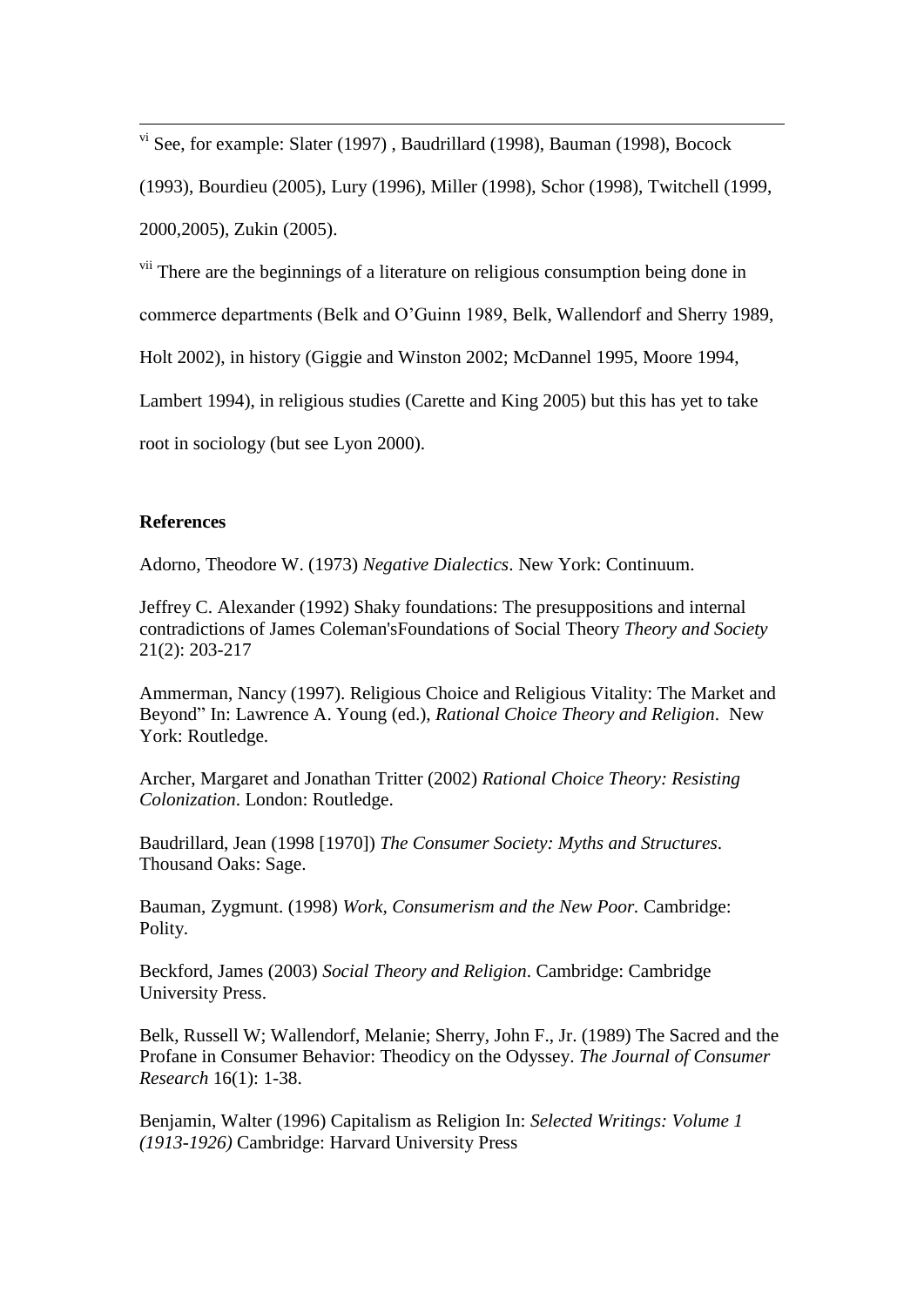[vi] See, for example: Slater (1997) , Baudrillard (1998), Bauman (1998), Bocock (1993), Bourdieu (2005), Lury (1996), Miller (1998), Schor (1998), Twitchell (1999, 2000,2005), Zukin (2005).

[vii] There are the beginnings of a literature on religious consumption being done in commerce departments (Belk and O'Guinn 1989, Belk, Wallendorf and Sherry 1989, Holt 2002), in history (Giggie and Winston 2002; McDannel 1995, Moore 1994, Lambert 1994), in religious studies (Carette and King 2005) but this has yet to take root in sociology (but see Lyon 2000).

**References**

Adorno, Theodore W. (1973) *Negative Dialectics*. New York: Continuum.

Jeffrey C. Alexander (1992) Shaky foundations: The presuppositions and internal contradictions of James Coleman'sFoundations of Social Theory *Theory and Society* 21(2): 203-217

Ammerman, Nancy (1997). Religious Choice and Religious Vitality: The Market and Beyond" In: Lawrence A. Young (ed.), *Rational Choice Theory and Religion*. New York: Routledge.

Archer, Margaret and Jonathan Tritter (2002) *Rational Choice Theory: Resisting Colonization*. London: Routledge.

Baudrillard, Jean (1998 [1970]) *The Consumer Society: Myths and Structures*. Thousand Oaks: Sage.

Bauman, Zygmunt. (1998) *Work, Consumerism and the New Poor.* Cambridge: Polity.

Beckford, James (2003) *Social Theory and Religion*. Cambridge: Cambridge University Press.

Belk, Russell W; Wallendorf, Melanie; Sherry, John F., Jr. (1989) The Sacred and the Profane in Consumer Behavior: Theodicy on the Odyssey. *The Journal of Consumer Research* 16(1): 1-38.

Benjamin, Walter (1996) Capitalism as Religion In: *Selected Writings: Volume 1 (1913-1926)* Cambridge: Harvard University Press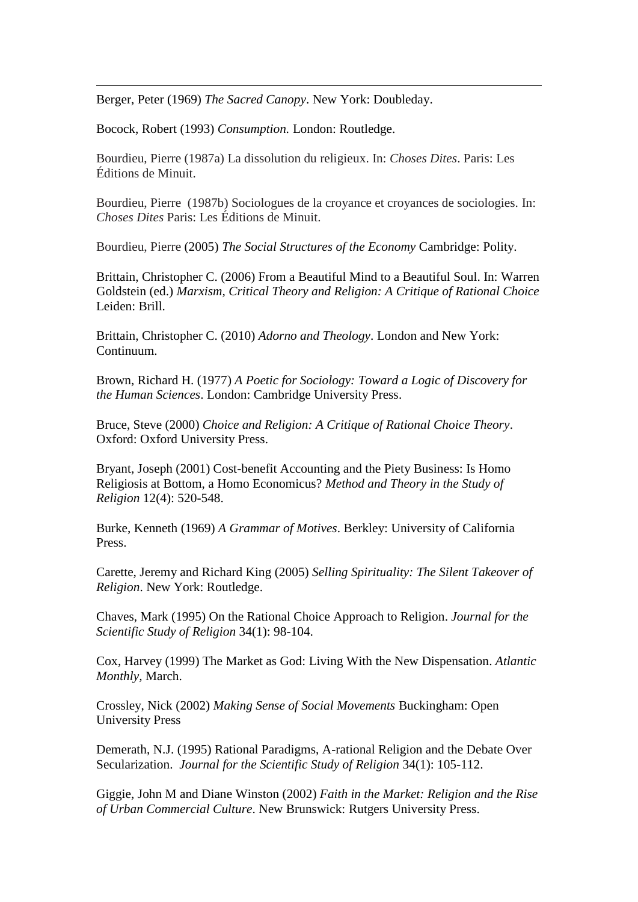Berger, Peter (1969) *The Sacred Canopy*. New York: Doubleday.

Bocock, Robert (1993) *Consumption.* London: Routledge.

Bourdieu, Pierre (1987a) La dissolution du religieux. In: *Choses Dites*. Paris: Les Éditions de Minuit.

Bourdieu, Pierre (1987b) Sociologues de la croyance et croyances de sociologies. In: *Choses Dites* Paris: Les Éditions de Minuit.

Bourdieu, Pierre (2005) *The Social Structures of the Economy* Cambridge: Polity.

Brittain, Christopher C. (2006) From a Beautiful Mind to a Beautiful Soul. In: Warren Goldstein (ed.) *Marxism, Critical Theory and Religion: A Critique of Rational Choice* Leiden: Brill.

Brittain, Christopher C. (2010) *Adorno and Theology*. London and New York: Continuum.

Brown, Richard H. (1977) *A Poetic for Sociology: Toward a Logic of Discovery for the Human Sciences*. London: Cambridge University Press.

Bruce, Steve (2000) *Choice and Religion: A Critique of Rational Choice Theory*. Oxford: Oxford University Press.

Bryant, Joseph (2001) Cost-benefit Accounting and the Piety Business: Is Homo Religiosis at Bottom, a Homo Economicus? *Method and Theory in the Study of Religion* 12(4): 520-548.

Burke, Kenneth (1969) *A Grammar of Motives*. Berkley: University of California Press.

Carette, Jeremy and Richard King (2005) *Selling Spirituality: The Silent Takeover of Religion*. New York: Routledge.

Chaves, Mark (1995) On the Rational Choice Approach to Religion. *Journal for the Scientific Study of Religion* 34(1): 98-104.

Cox, Harvey (1999) The Market as God: Living With the New Dispensation. *Atlantic Monthly,* March.

Crossley, Nick (2002) *Making Sense of Social Movements* Buckingham: Open University Press

Demerath, N.J. (1995) Rational Paradigms, A-rational Religion and the Debate Over Secularization. *Journal for the Scientific Study of Religion* 34(1): 105-112.

Giggie, John M and Diane Winston (2002) *Faith in the Market: Religion and the Rise of Urban Commercial Culture*. New Brunswick: Rutgers University Press.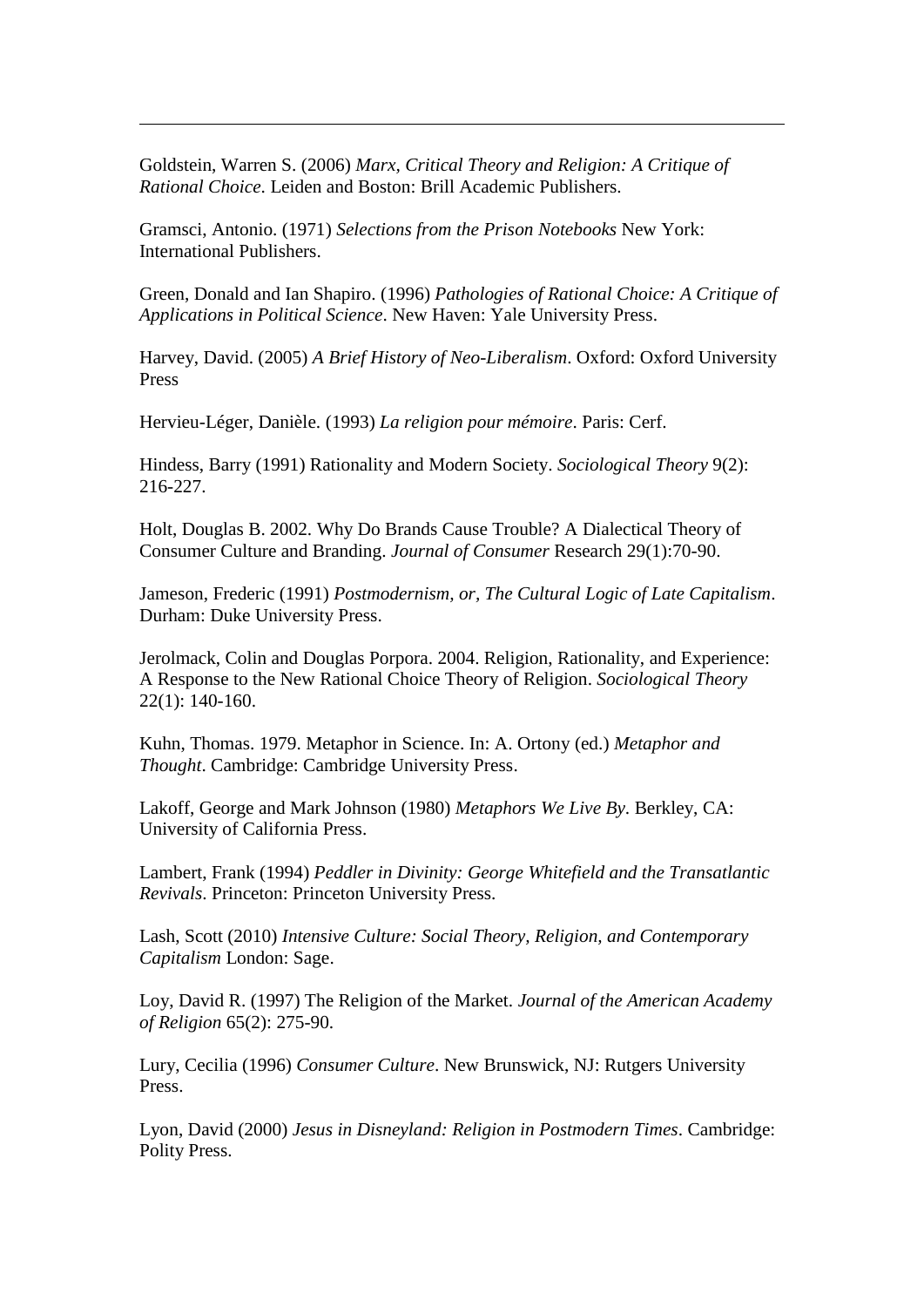Goldstein, Warren S. (2006) *Marx, Critical Theory and Religion: A Critique of Rational Choice*. Leiden and Boston: Brill Academic Publishers.

Gramsci, Antonio. (1971) *Selections from the Prison Notebooks* New York: International Publishers.

Green, Donald and Ian Shapiro. (1996) *Pathologies of Rational Choice: A Critique of Applications in Political Science*. New Haven: Yale University Press.

Harvey, David. (2005) *A Brief History of Neo-Liberalism*. Oxford: Oxford University Press

Hervieu-Léger, Danièle. (1993) *La religion pour mémoire*. Paris: Cerf.

Hindess, Barry (1991) Rationality and Modern Society. *Sociological Theory* 9(2): 216-227.

Holt, Douglas B. 2002. Why Do Brands Cause Trouble? A Dialectical Theory of Consumer Culture and Branding. *Journal of Consumer* Research 29(1):70-90.

Jameson, Frederic (1991) *Postmodernism, or, The Cultural Logic of Late Capitalism*. Durham: Duke University Press.

Jerolmack, Colin and Douglas Porpora. 2004. Religion, Rationality, and Experience: A Response to the New Rational Choice Theory of Religion. *Sociological Theory* 22(1): 140-160.

Kuhn, Thomas. 1979. Metaphor in Science. In: A. Ortony (ed.) *Metaphor and Thought*. Cambridge: Cambridge University Press.

Lakoff, George and Mark Johnson (1980) *Metaphors We Live By*. Berkley, CA: University of California Press.

Lambert, Frank (1994) *Peddler in Divinity: George Whitefield and the Transatlantic Revivals*. Princeton: Princeton University Press.

Lash, Scott (2010) *Intensive Culture: Social Theory, Religion, and Contemporary Capitalism* London: Sage.

Loy, David R. (1997) The Religion of the Market. *Journal of the American Academy of Religion* 65(2): 275-90.

Lury, Cecilia (1996) *Consumer Culture*. New Brunswick, NJ: Rutgers University Press.

Lyon, David (2000) *Jesus in Disneyland: Religion in Postmodern Times*. Cambridge: Polity Press.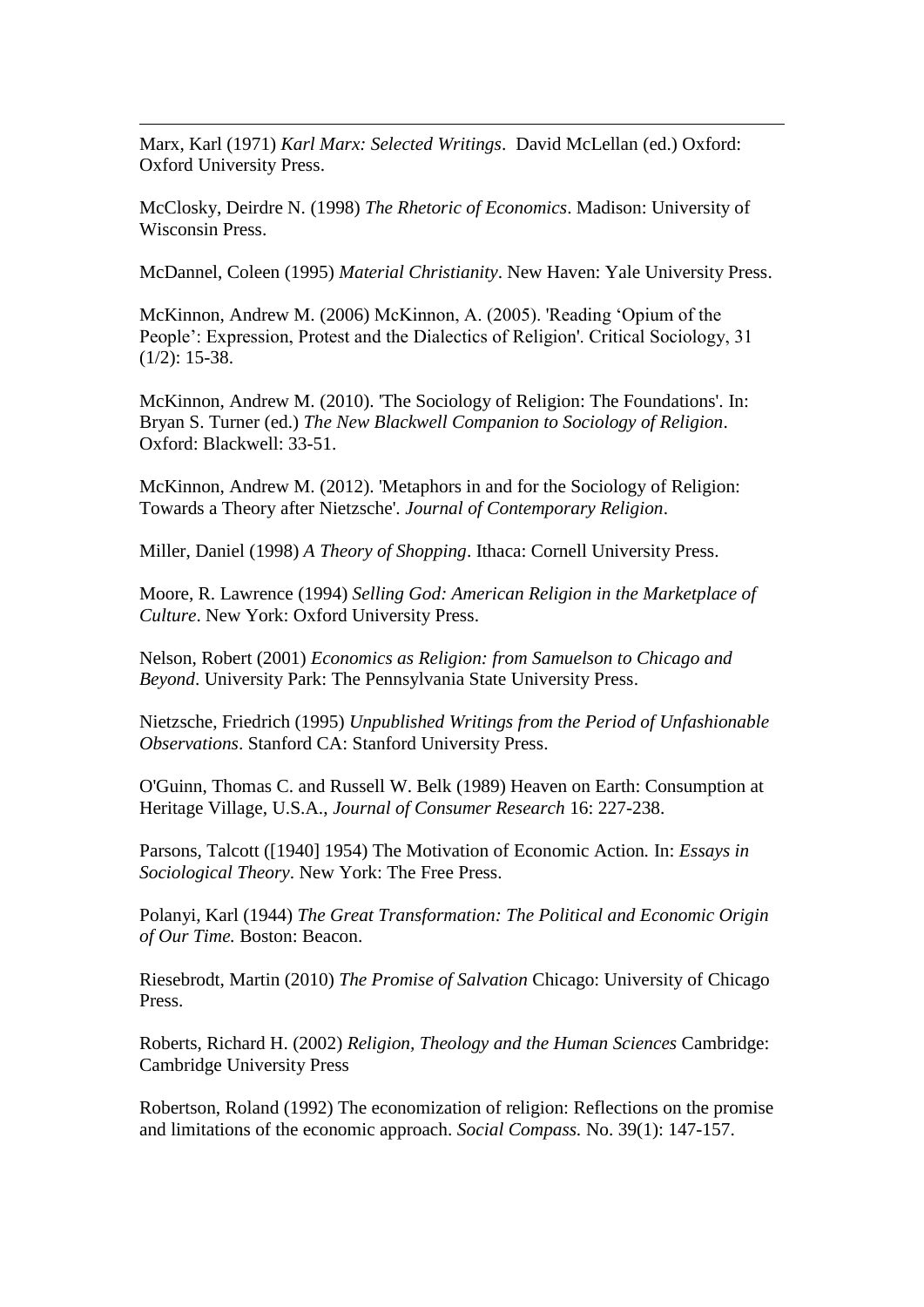Marx, Karl (1971) *Karl Marx: Selected Writings*. David McLellan (ed.) Oxford: Oxford University Press.

McClosky, Deirdre N. (1998) *The Rhetoric of Economics*. Madison: University of Wisconsin Press.

McDannel, Coleen (1995) *Material Christianity*. New Haven: Yale University Press.

McKinnon, Andrew M. (2006) McKinnon, A. (2005). 'Reading 'Opium of the People': Expression, Protest and the Dialectics of Religion'. Critical Sociology, 31 (1/2): 15-38.

McKinnon, Andrew M. (2010). 'The Sociology of Religion: The Foundations'. In: Bryan S. Turner (ed.) *The New Blackwell Companion to Sociology of Religion*. Oxford: Blackwell: 33-51.

McKinnon, Andrew M. (2012). 'Metaphors in and for the Sociology of Religion: Towards a Theory after Nietzsche'. *Journal of Contemporary Religion*.

Miller, Daniel (1998) *A Theory of Shopping*. Ithaca: Cornell University Press.

Moore, R. Lawrence (1994) *Selling God: American Religion in the Marketplace of Culture*. New York: Oxford University Press.

Nelson, Robert (2001) *Economics as Religion: from Samuelson to Chicago and Beyond*. University Park: The Pennsylvania State University Press.

Nietzsche, Friedrich (1995) *Unpublished Writings from the Period of Unfashionable Observations*. Stanford CA: Stanford University Press.

O'Guinn, Thomas C. and Russell W. Belk (1989) Heaven on Earth: Consumption at Heritage Village, U.S.A., *Journal of Consumer Research* 16: 227-238.

Parsons, Talcott ([1940] 1954) The Motivation of Economic Action. In: *Essays in Sociological Theory*. New York: The Free Press.

Polanyi, Karl (1944) *The Great Transformation: The Political and Economic Origin of Our Time.* Boston: Beacon.

Riesebrodt, Martin (2010) *The Promise of Salvation* Chicago: University of Chicago Press.

Roberts, Richard H. (2002) *Religion, Theology and the Human Sciences* Cambridge: Cambridge University Press

Robertson, Roland (1992) The economization of religion: Reflections on the promise and limitations of the economic approach. *Social Compass.* No. 39(1): 147-157.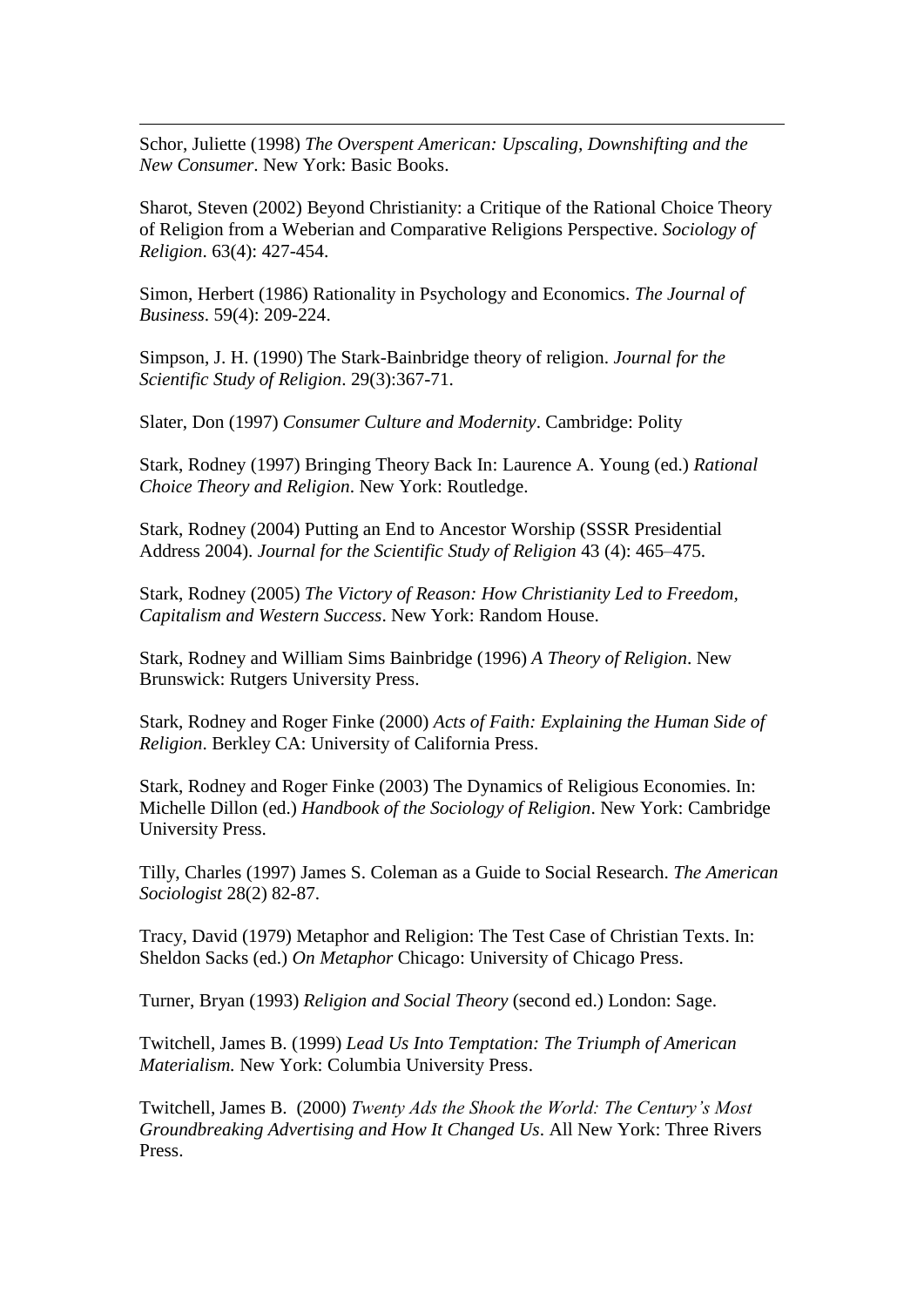Schor, Juliette (1998) *The Overspent American: Upscaling, Downshifting and the New Consumer*. New York: Basic Books.

Sharot, Steven (2002) Beyond Christianity: a Critique of the Rational Choice Theory of Religion from a Weberian and Comparative Religions Perspective. *Sociology of Religion*. 63(4): 427-454.

Simon, Herbert (1986) Rationality in Psychology and Economics. *The Journal of Business*. 59(4): 209-224.

Simpson, J. H. (1990) The Stark-Bainbridge theory of religion. *Journal for the Scientific Study of Religion*. 29(3):367-71.

Slater, Don (1997) *Consumer Culture and Modernity*. Cambridge: Polity

Stark, Rodney (1997) Bringing Theory Back In: Laurence A. Young (ed.) *Rational Choice Theory and Religion*. New York: Routledge.

Stark, Rodney (2004) Putting an End to Ancestor Worship (SSSR Presidential Address 2004). *Journal for the Scientific Study of Religion* 43 (4): 465–475.

Stark, Rodney (2005) *The Victory of Reason: How Christianity Led to Freedom, Capitalism and Western Success*. New York: Random House.

Stark, Rodney and William Sims Bainbridge (1996) *A Theory of Religion*. New Brunswick: Rutgers University Press.

Stark, Rodney and Roger Finke (2000) *Acts of Faith: Explaining the Human Side of Religion*. Berkley CA: University of California Press.

Stark, Rodney and Roger Finke (2003) The Dynamics of Religious Economies. In: Michelle Dillon (ed.) *Handbook of the Sociology of Religion*. New York: Cambridge University Press.

Tilly, Charles (1997) James S. Coleman as a Guide to Social Research. *The American Sociologist* 28(2) 82-87.

Tracy, David (1979) Metaphor and Religion: The Test Case of Christian Texts. In: Sheldon Sacks (ed.) *On Metaphor* Chicago: University of Chicago Press.

Turner, Bryan (1993) *Religion and Social Theory* (second ed.) London: Sage.

Twitchell, James B. (1999) *Lead Us Into Temptation: The Triumph of American Materialism.* New York: Columbia University Press.

Twitchell, James B. (2000) *Twenty Ads the Shook the World: The Century's Most Groundbreaking Advertising and How It Changed Us*. All New York: Three Rivers Press.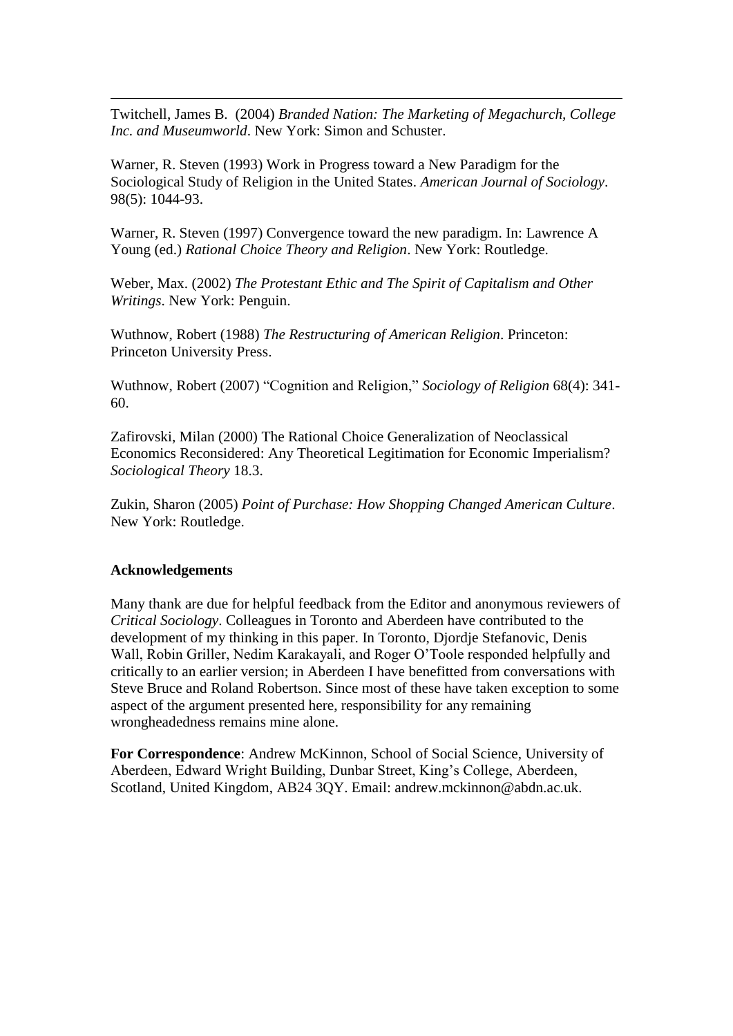Twitchell, James B. (2004) *Branded Nation: The Marketing of Megachurch, College Inc. and Museumworld*. New York: Simon and Schuster.

Warner, R. Steven (1993) Work in Progress toward a New Paradigm for the Sociological Study of Religion in the United States. *American Journal of Sociology*. 98(5): 1044-93.

Warner, R. Steven (1997) Convergence toward the new paradigm. In: Lawrence A Young (ed.) *Rational Choice Theory and Religion*. New York: Routledge.

Weber, Max. (2002) *The Protestant Ethic and The Spirit of Capitalism and Other Writings*. New York: Penguin.

Wuthnow, Robert (1988) *The Restructuring of American Religion*. Princeton: Princeton University Press.

Wuthnow, Robert (2007) "Cognition and Religion," *Sociology of Religion* 68(4): 341-60.

Zafirovski, Milan (2000) The Rational Choice Generalization of Neoclassical Economics Reconsidered: Any Theoretical Legitimation for Economic Imperialism? *Sociological Theory* 18.3.

Zukin, Sharon (2005) *Point of Purchase: How Shopping Changed American Culture*. New York: Routledge.

**Acknowledgements**

Many thank are due for helpful feedback from the Editor and anonymous reviewers of *Critical Sociology*. Colleagues in Toronto and Aberdeen have contributed to the development of my thinking in this paper. In Toronto, Djordje Stefanovic, Denis Wall, Robin Griller, Nedim Karakayali, and Roger O'Toole responded helpfully and critically to an earlier version; in Aberdeen I have benefitted from conversations with Steve Bruce and Roland Robertson. Since most of these have taken exception to some aspect of the argument presented here, responsibility for any remaining wrongheadedness remains mine alone.

**For Correspondence**: Andrew McKinnon, School of Social Science, University of Aberdeen, Edward Wright Building, Dunbar Street, King's College, Aberdeen, Scotland, United Kingdom, AB24 3QY. Email: andrew.mckinnon@abdn.ac.uk.